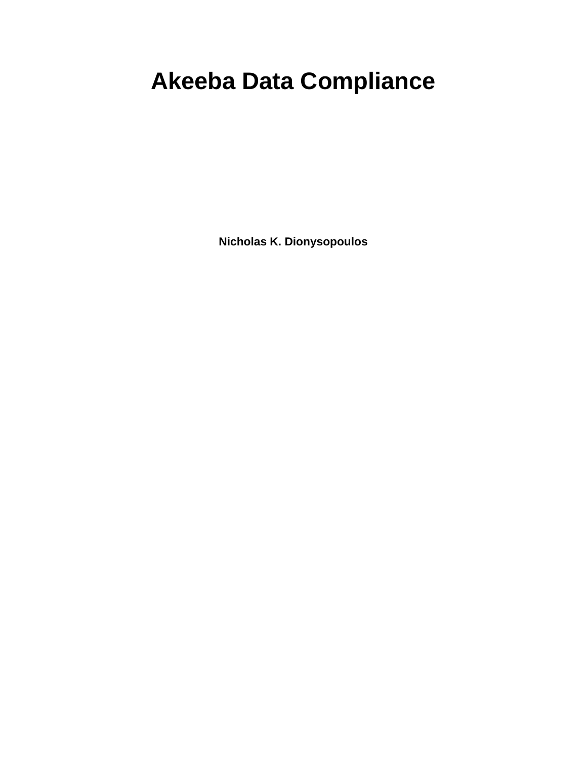# Akeeba Data Compliance

**Nicholas K. Dionysopoulos**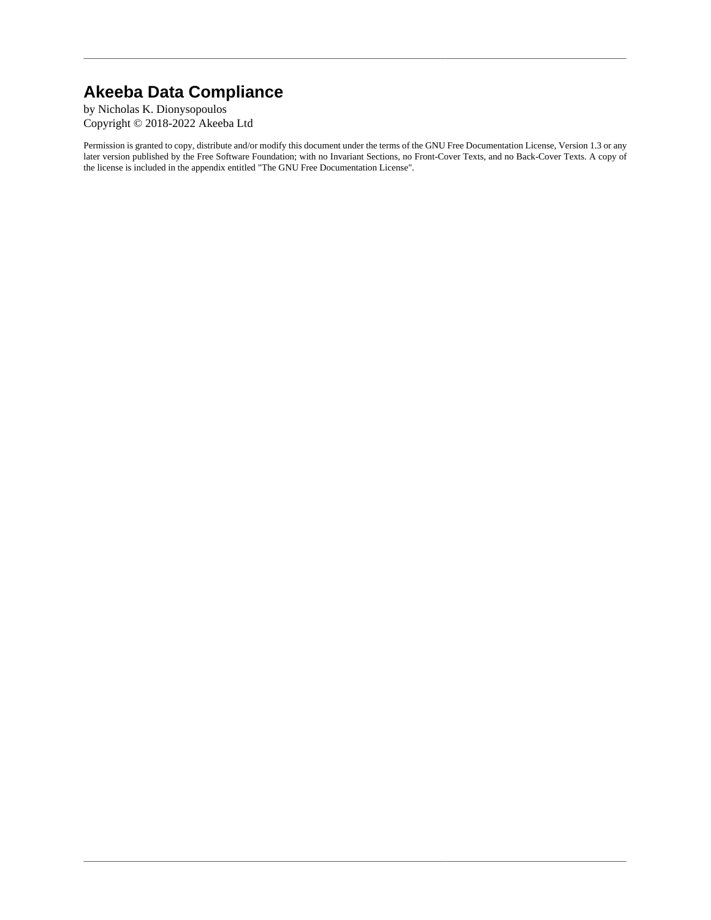# Akeeba Data Compliance

by Nicholas K. Dionysopoulos
Copyright © 2018-2022 Akeeba Ltd

Permission is granted to copy, distribute and/or modify this document under the terms of the GNU Free Documentation License, Version 1.3 or any later version published by the Free Software Foundation; with no Invariant Sections, no Front-Cover Texts, and no Back-Cover Texts. A copy of the license is included in the appendix entitled "The GNU Free Documentation License".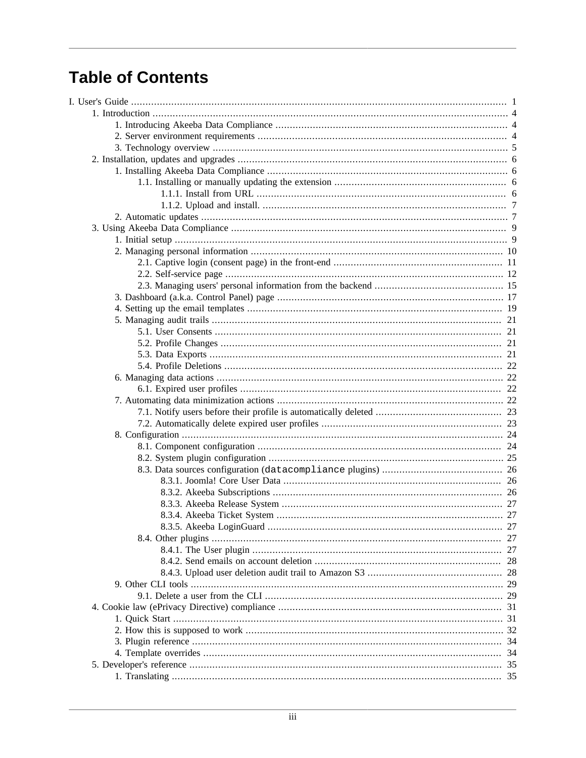# Table of Contents

- I. User's Guide ..... 1
  - 1. Introduction ..... 4
    - 1. Introducing Akeeba Data Compliance ..... 4
    - 2. Server environment requirements ..... 4
    - 3. Technology overview ..... 5
  - 2. Installation, updates and upgrades ..... 6
    - 1. Installing Akeeba Data Compliance ..... 6
      - 1.1. Installing or manually updating the extension ..... 6
        - 1.1.1. Install from URL ..... 6
        - 1.1.2. Upload and install. ..... 7
    - 2. Automatic updates ..... 7
  - 3. Using Akeeba Data Compliance ..... 9
    - 1. Initial setup ..... 9
    - 2. Managing personal information ..... 10
      - 2.1. Captive login (consent page) in the front-end ..... 11
      - 2.2. Self-service page ..... 12
      - 2.3. Managing users' personal information from the backend ..... 15
    - 3. Dashboard (a.k.a. Control Panel) page ..... 17
    - 4. Setting up the email templates ..... 19
    - 5. Managing audit trails ..... 21
      - 5.1. User Consents ..... 21
      - 5.2. Profile Changes ..... 21
      - 5.3. Data Exports ..... 21
      - 5.4. Profile Deletions ..... 22
    - 6. Managing data actions ..... 22
      - 6.1. Expired user profiles ..... 22
    - 7. Automating data minimization actions ..... 22
      - 7.1. Notify users before their profile is automatically deleted ..... 23
      - 7.2. Automatically delete expired user profiles ..... 23
    - 8. Configuration ..... 24
      - 8.1. Component configuration ..... 24
      - 8.2. System plugin configuration ..... 25
      - 8.3. Data sources configuration (`datacompliance` plugins) ..... 26
        - 8.3.1. Joomla! Core User Data ..... 26
        - 8.3.2. Akeeba Subscriptions ..... 26
        - 8.3.3. Akeeba Release System ..... 27
        - 8.3.4. Akeeba Ticket System ..... 27
        - 8.3.5. Akeeba LoginGuard ..... 27
      - 8.4. Other plugins ..... 27
        - 8.4.1. The User plugin ..... 27
        - 8.4.2. Send emails on account deletion ..... 28
        - 8.4.3. Upload user deletion audit trail to Amazon S3 ..... 28
    - 9. Other CLI tools ..... 29
      - 9.1. Delete a user from the CLI ..... 29
  - 4. Cookie law (ePrivacy Directive) compliance ..... 31
    - 1. Quick Start ..... 31
    - 2. How this is supposed to work ..... 32
    - 3. Plugin reference ..... 34
    - 4. Template overrides ..... 34
  - 5. Developer's reference ..... 35
    - 1. Translating ..... 35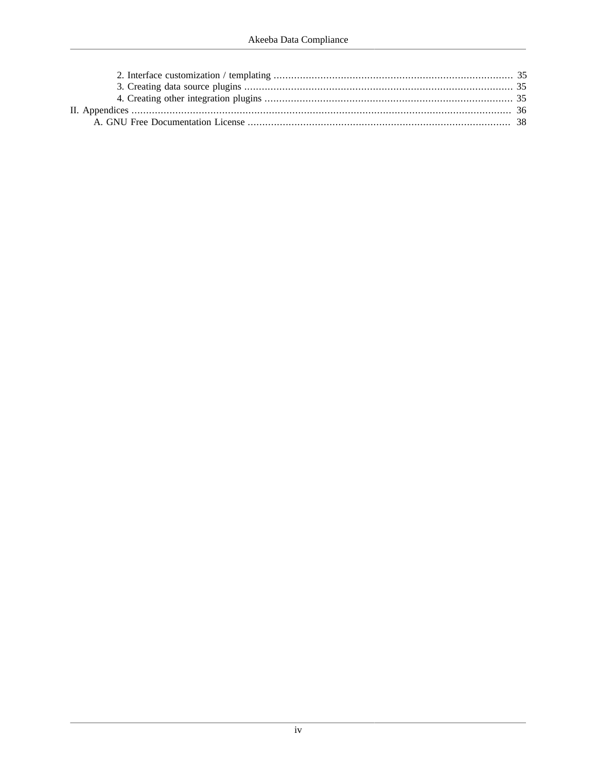2. Interface customization / templating .................................................................................. 35
3. Creating data source plugins ............................................................................................ 35
4. Creating other integration plugins ..................................................................................... 35

II. Appendices .................................................................................................................................. 36

A. GNU Free Documentation License .......................................................................................... 38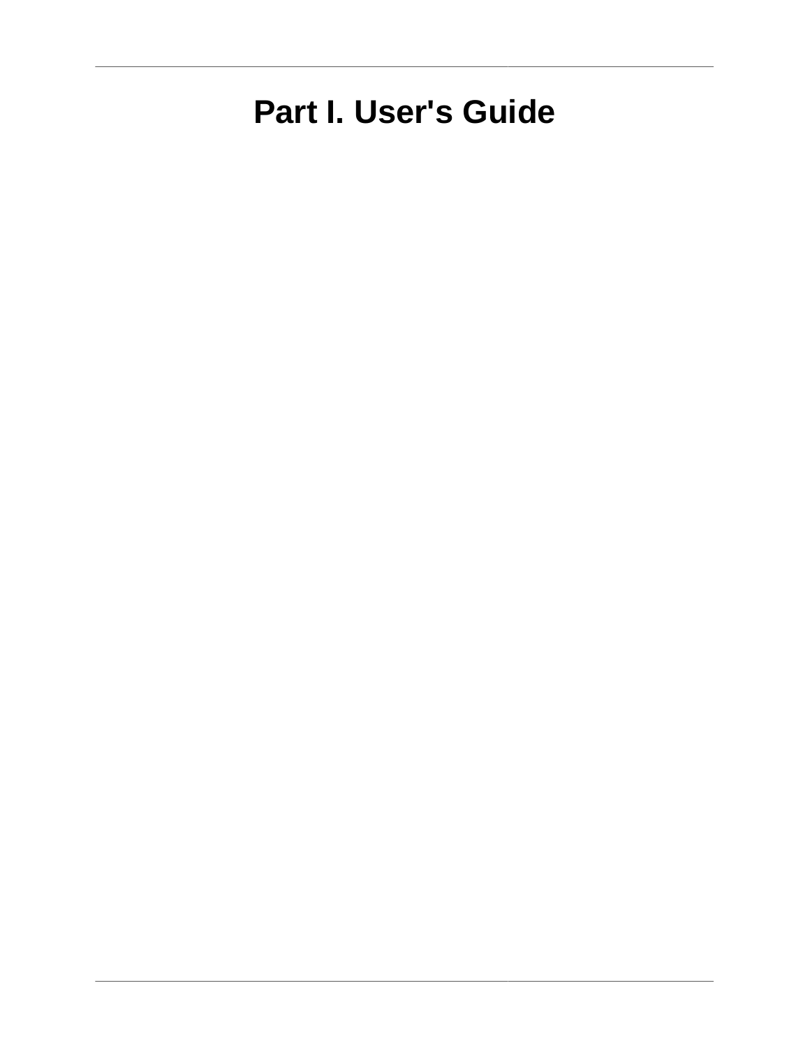# Part I. User's Guide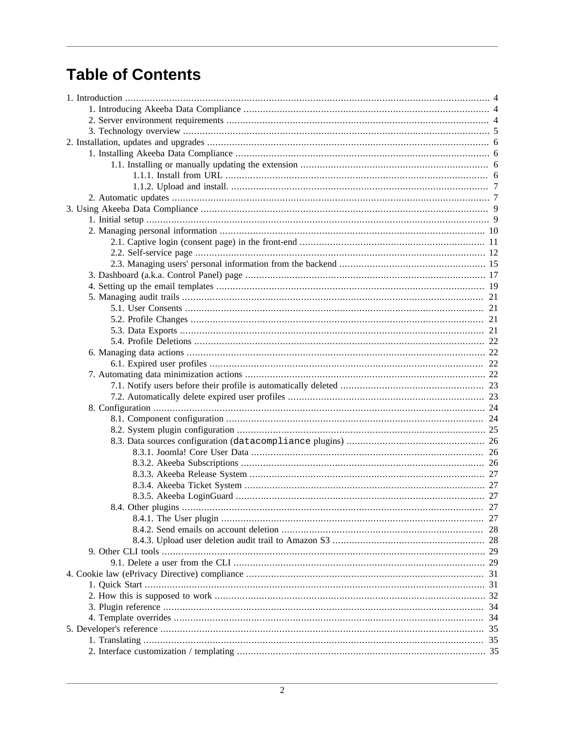# Table of Contents

- 1. Introduction ..... 4
  - 1. Introducing Akeeba Data Compliance ..... 4
  - 2. Server environment requirements ..... 4
  - 3. Technology overview ..... 5
- 2. Installation, updates and upgrades ..... 6
  - 1. Installing Akeeba Data Compliance ..... 6
    - 1.1. Installing or manually updating the extension ..... 6
      - 1.1.1. Install from URL ..... 6
      - 1.1.2. Upload and install. ..... 7
  - 2. Automatic updates ..... 7
- 3. Using Akeeba Data Compliance ..... 9
  - 1. Initial setup ..... 9
  - 2. Managing personal information ..... 10
    - 2.1. Captive login (consent page) in the front-end ..... 11
    - 2.2. Self-service page ..... 12
    - 2.3. Managing users' personal information from the backend ..... 15
  - 3. Dashboard (a.k.a. Control Panel) page ..... 17
  - 4. Setting up the email templates ..... 19
  - 5. Managing audit trails ..... 21
    - 5.1. User Consents ..... 21
    - 5.2. Profile Changes ..... 21
    - 5.3. Data Exports ..... 21
    - 5.4. Profile Deletions ..... 22
  - 6. Managing data actions ..... 22
    - 6.1. Expired user profiles ..... 22
  - 7. Automating data minimization actions ..... 22
    - 7.1. Notify users before their profile is automatically deleted ..... 23
    - 7.2. Automatically delete expired user profiles ..... 23
  - 8. Configuration ..... 24
    - 8.1. Component configuration ..... 24
    - 8.2. System plugin configuration ..... 25
    - 8.3. Data sources configuration (`datacompliance` plugins) ..... 26
      - 8.3.1. Joomla! Core User Data ..... 26
      - 8.3.2. Akeeba Subscriptions ..... 26
      - 8.3.3. Akeeba Release System ..... 27
      - 8.3.4. Akeeba Ticket System ..... 27
      - 8.3.5. Akeeba LoginGuard ..... 27
    - 8.4. Other plugins ..... 27
      - 8.4.1. The User plugin ..... 27
      - 8.4.2. Send emails on account deletion ..... 28
      - 8.4.3. Upload user deletion audit trail to Amazon S3 ..... 28
  - 9. Other CLI tools ..... 29
    - 9.1. Delete a user from the CLI ..... 29
- 4. Cookie law (ePrivacy Directive) compliance ..... 31
  - 1. Quick Start ..... 31
  - 2. How this is supposed to work ..... 32
  - 3. Plugin reference ..... 34
  - 4. Template overrides ..... 34
- 5. Developer's reference ..... 35
  - 1. Translating ..... 35
  - 2. Interface customization / templating ..... 35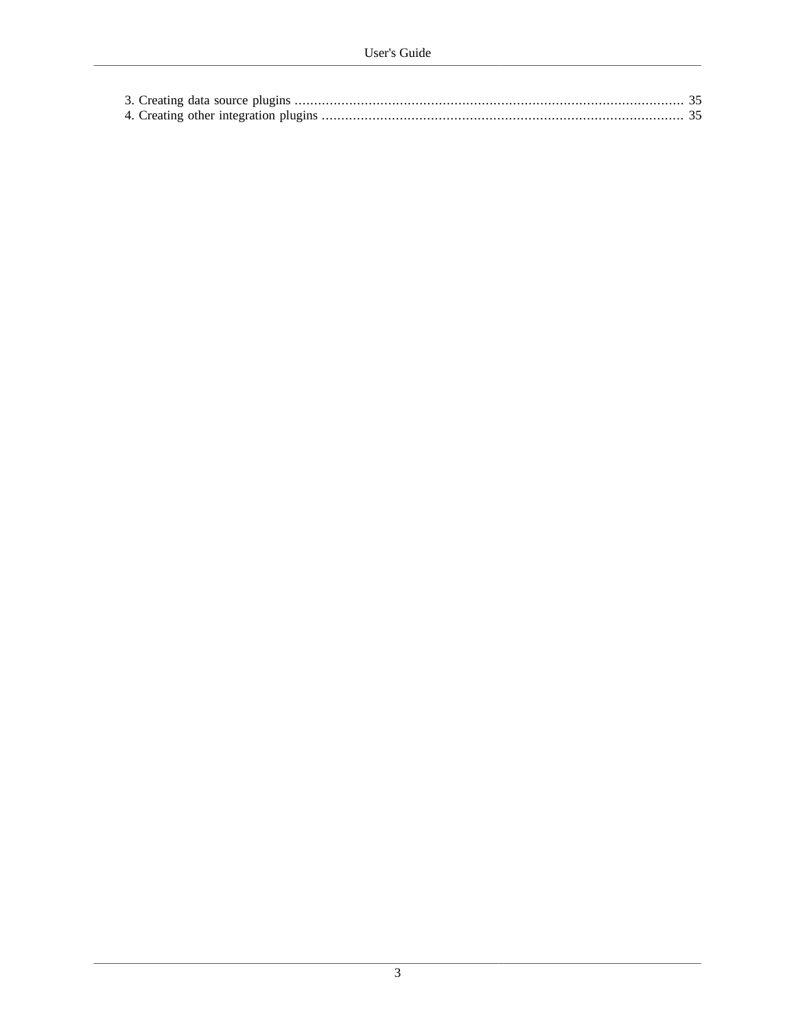3. Creating data source plugins .................................................................................................... 35
4. Creating other integration plugins ............................................................................................ 35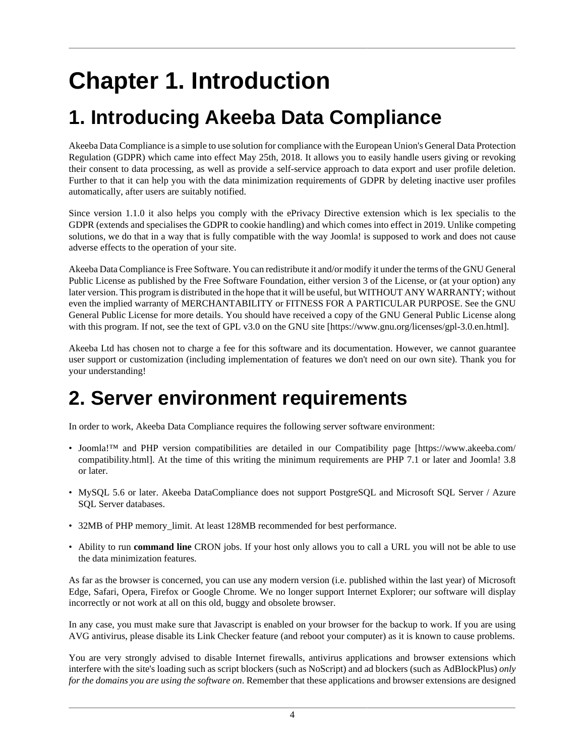# Chapter 1. Introduction

## 1. Introducing Akeeba Data Compliance

Akeeba Data Compliance is a simple to use solution for compliance with the European Union's General Data Protection Regulation (GDPR) which came into effect May 25th, 2018. It allows you to easily handle users giving or revoking their consent to data processing, as well as provide a self-service approach to data export and user profile deletion. Further to that it can help you with the data minimization requirements of GDPR by deleting inactive user profiles automatically, after users are suitably notified.

Since version 1.1.0 it also helps you comply with the ePrivacy Directive extension which is lex specialis to the GDPR (extends and specialises the GDPR to cookie handling) and which comes into effect in 2019. Unlike competing solutions, we do that in a way that is fully compatible with the way Joomla! is supposed to work and does not cause adverse effects to the operation of your site.

Akeeba Data Compliance is Free Software. You can redistribute it and/or modify it under the terms of the GNU General Public License as published by the Free Software Foundation, either version 3 of the License, or (at your option) any later version. This program is distributed in the hope that it will be useful, but WITHOUT ANY WARRANTY; without even the implied warranty of MERCHANTABILITY or FITNESS FOR A PARTICULAR PURPOSE. See the GNU General Public License for more details. You should have received a copy of the GNU General Public License along with this program. If not, see the text of GPL v3.0 on the GNU site [https://www.gnu.org/licenses/gpl-3.0.en.html].

Akeeba Ltd has chosen not to charge a fee for this software and its documentation. However, we cannot guarantee user support or customization (including implementation of features we don't need on our own site). Thank you for your understanding!

## 2. Server environment requirements

In order to work, Akeeba Data Compliance requires the following server software environment:

- Joomla!™ and PHP version compatibilities are detailed in our Compatibility page [https://www.akeeba.com/compatibility.html]. At the time of this writing the minimum requirements are PHP 7.1 or later and Joomla! 3.8 or later.
- MySQL 5.6 or later. Akeeba DataCompliance does not support PostgreSQL and Microsoft SQL Server / Azure SQL Server databases.
- 32MB of PHP memory_limit. At least 128MB recommended for best performance.
- Ability to run **command line** CRON jobs. If your host only allows you to call a URL you will not be able to use the data minimization features.

As far as the browser is concerned, you can use any modern version (i.e. published within the last year) of Microsoft Edge, Safari, Opera, Firefox or Google Chrome. We no longer support Internet Explorer; our software will display incorrectly or not work at all on this old, buggy and obsolete browser.

In any case, you must make sure that Javascript is enabled on your browser for the backup to work. If you are using AVG antivirus, please disable its Link Checker feature (and reboot your computer) as it is known to cause problems.

You are very strongly advised to disable Internet firewalls, antivirus applications and browser extensions which interfere with the site's loading such as script blockers (such as NoScript) and ad blockers (such as AdBlockPlus) *only for the domains you are using the software on*. Remember that these applications and browser extensions are designed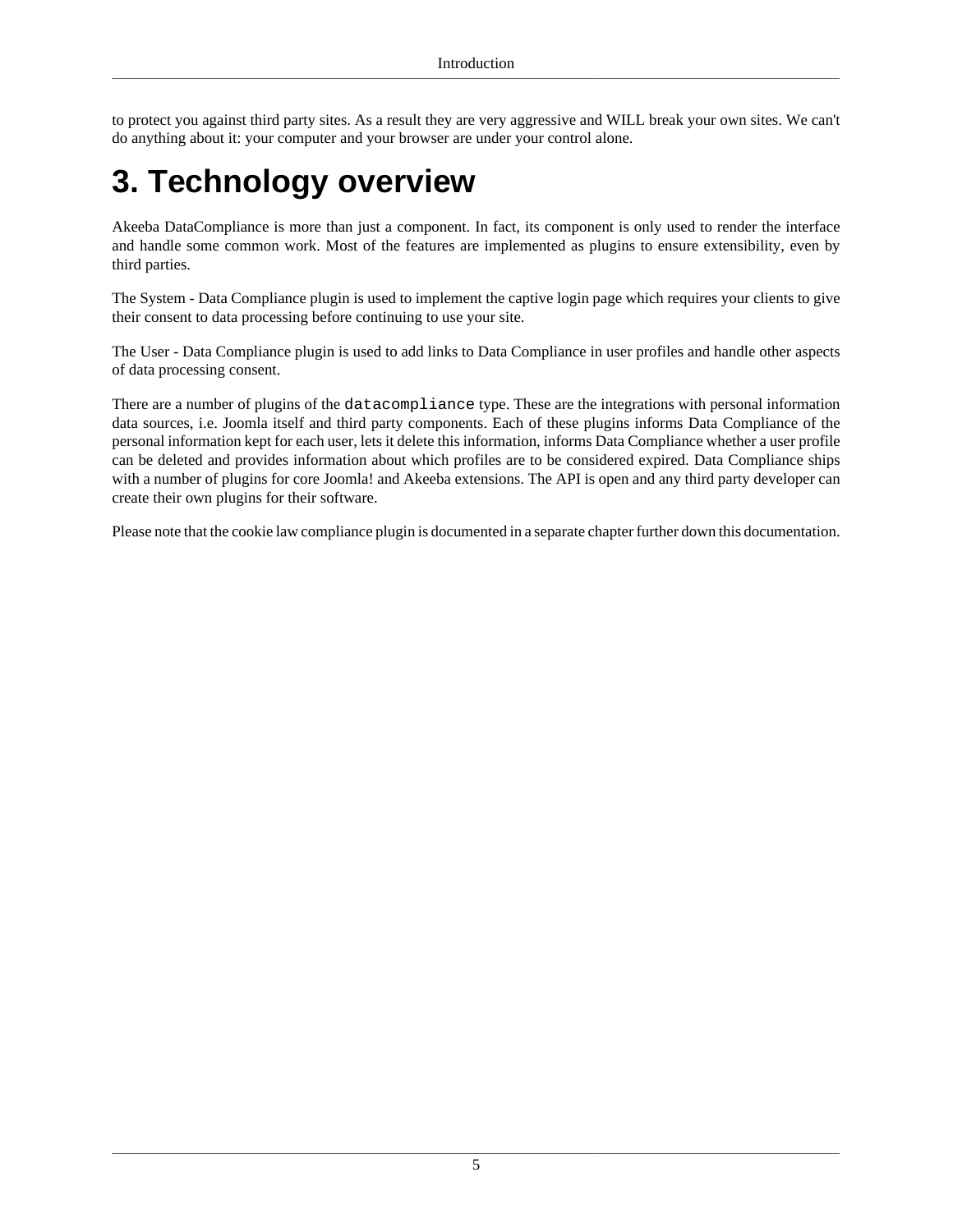to protect you against third party sites. As a result they are very aggressive and WILL break your own sites. We can't do anything about it: your computer and your browser are under your control alone.

# 3. Technology overview

Akeeba DataCompliance is more than just a component. In fact, its component is only used to render the interface and handle some common work. Most of the features are implemented as plugins to ensure extensibility, even by third parties.

The System - Data Compliance plugin is used to implement the captive login page which requires your clients to give their consent to data processing before continuing to use your site.

The User - Data Compliance plugin is used to add links to Data Compliance in user profiles and handle other aspects of data processing consent.

There are a number of plugins of the `datacompliance` type. These are the integrations with personal information data sources, i.e. Joomla itself and third party components. Each of these plugins informs Data Compliance of the personal information kept for each user, lets it delete this information, informs Data Compliance whether a user profile can be deleted and provides information about which profiles are to be considered expired. Data Compliance ships with a number of plugins for core Joomla! and Akeeba extensions. The API is open and any third party developer can create their own plugins for their software.

Please note that the cookie law compliance plugin is documented in a separate chapter further down this documentation.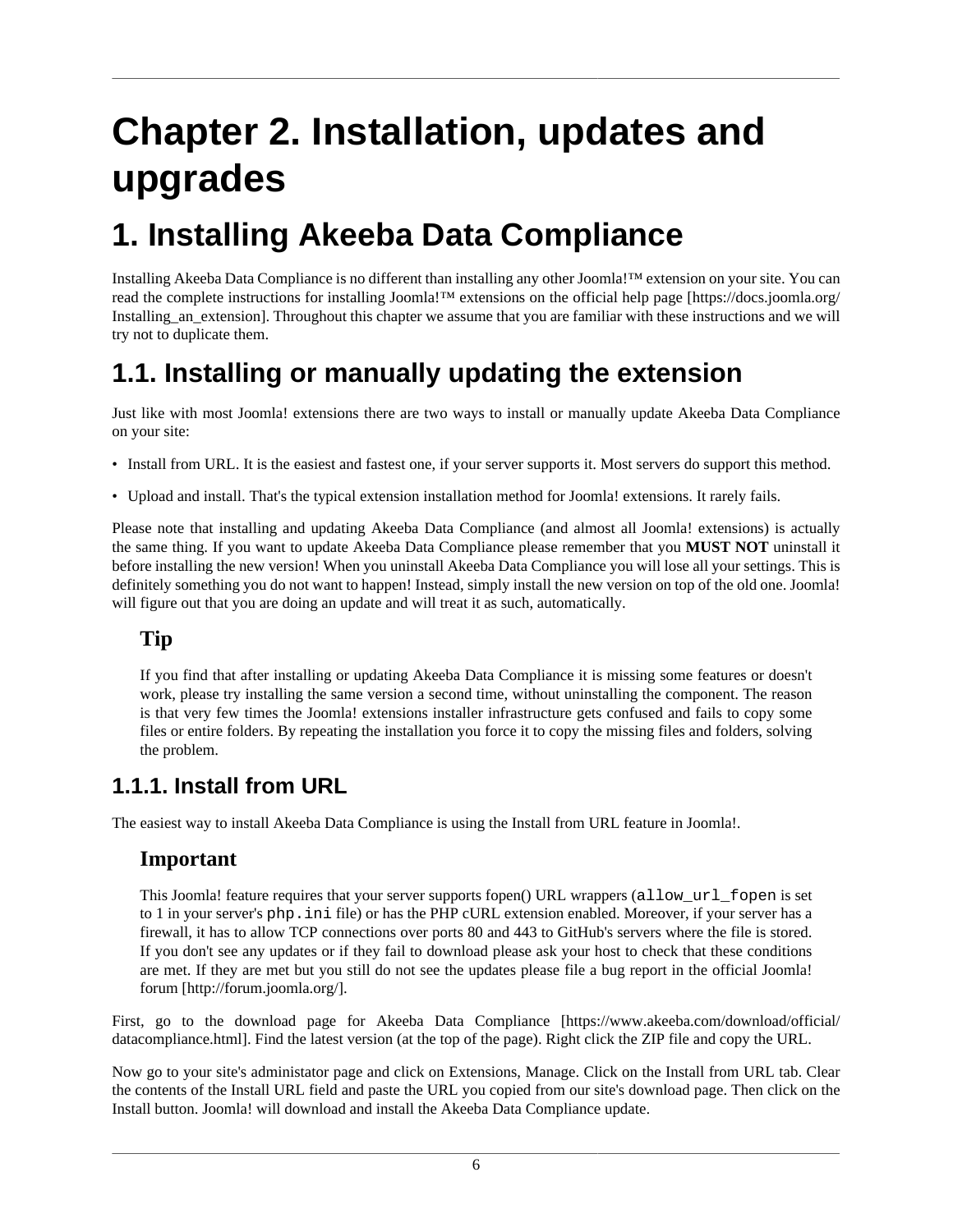# Chapter 2. Installation, updates and upgrades

# 1. Installing Akeeba Data Compliance

Installing Akeeba Data Compliance is no different than installing any other Joomla!™ extension on your site. You can read the complete instructions for installing Joomla!™ extensions on the official help page [https://docs.joomla.org/Installing_an_extension]. Throughout this chapter we assume that you are familiar with these instructions and we will try not to duplicate them.

## 1.1. Installing or manually updating the extension

Just like with most Joomla! extensions there are two ways to install or manually update Akeeba Data Compliance on your site:

- Install from URL. It is the easiest and fastest one, if your server supports it. Most servers do support this method.
- Upload and install. That's the typical extension installation method for Joomla! extensions. It rarely fails.

Please note that installing and updating Akeeba Data Compliance (and almost all Joomla! extensions) is actually the same thing. If you want to update Akeeba Data Compliance please remember that you **MUST NOT** uninstall it before installing the new version! When you uninstall Akeeba Data Compliance you will lose all your settings. This is definitely something you do not want to happen! Instead, simply install the new version on top of the old one. Joomla! will figure out that you are doing an update and will treat it as such, automatically.

> **Tip**
>
> If you find that after installing or updating Akeeba Data Compliance it is missing some features or doesn't work, please try installing the same version a second time, without uninstalling the component. The reason is that very few times the Joomla! extensions installer infrastructure gets confused and fails to copy some files or entire folders. By repeating the installation you force it to copy the missing files and folders, solving the problem.

### 1.1.1. Install from URL

The easiest way to install Akeeba Data Compliance is using the Install from URL feature in Joomla!.

> **Important**
>
> This Joomla! feature requires that your server supports fopen() URL wrappers (`allow_url_fopen` is set to 1 in your server's `php.ini` file) or has the PHP cURL extension enabled. Moreover, if your server has a firewall, it has to allow TCP connections over ports 80 and 443 to GitHub's servers where the file is stored. If you don't see any updates or if they fail to download please ask your host to check that these conditions are met. If they are met but you still do not see the updates please file a bug report in the official Joomla! forum [http://forum.joomla.org/].

First, go to the download page for Akeeba Data Compliance [https://www.akeeba.com/download/official/datacompliance.html]. Find the latest version (at the top of the page). Right click the ZIP file and copy the URL.

Now go to your site's administator page and click on Extensions, Manage. Click on the Install from URL tab. Clear the contents of the Install URL field and paste the URL you copied from our site's download page. Then click on the Install button. Joomla! will download and install the Akeeba Data Compliance update.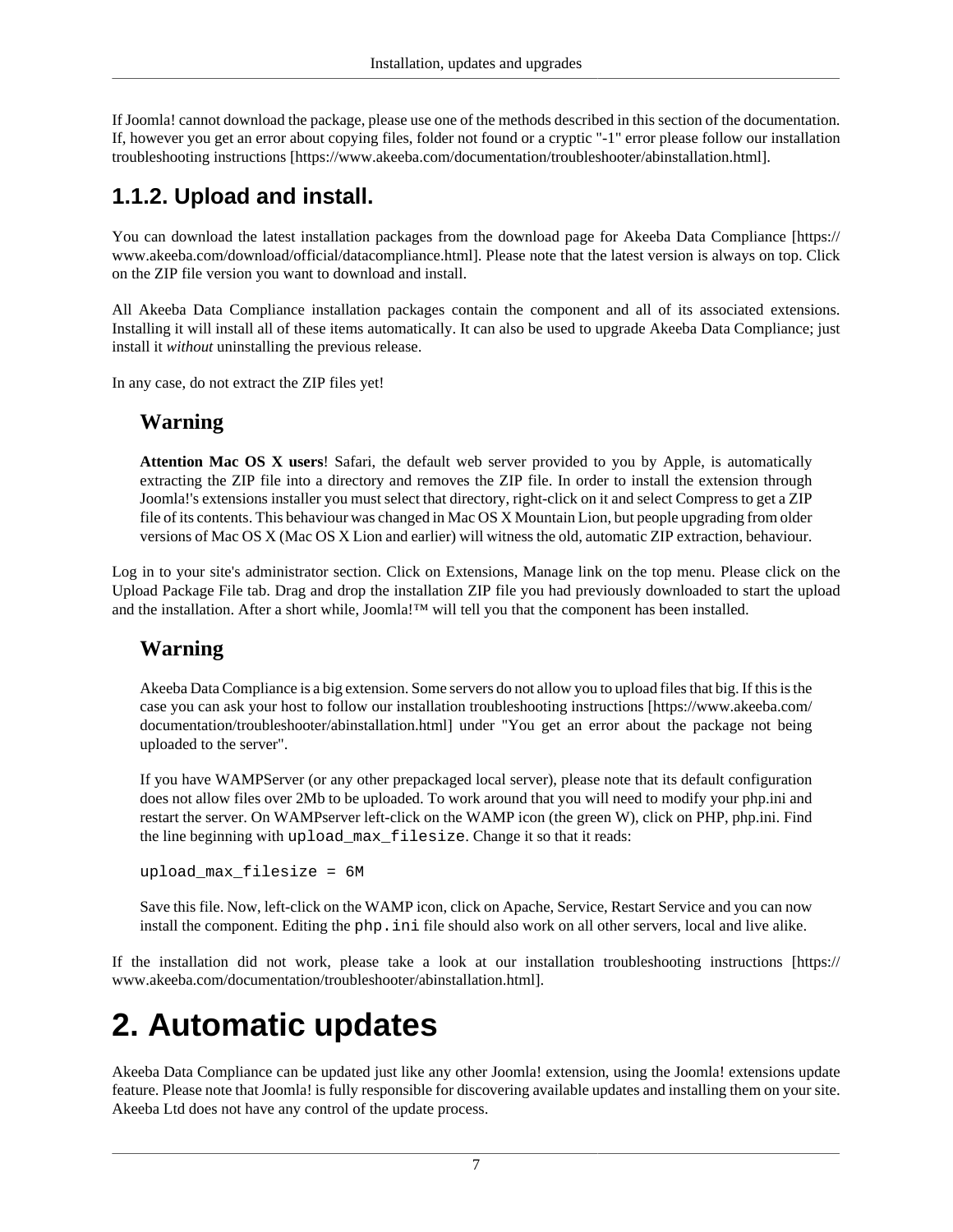If Joomla! cannot download the package, please use one of the methods described in this section of the documentation. If, however you get an error about copying files, folder not found or a cryptic "-1" error please follow our installation troubleshooting instructions [https://www.akeeba.com/documentation/troubleshooter/abinstallation.html].

### 1.1.2. Upload and install.

You can download the latest installation packages from the download page for Akeeba Data Compliance [https://www.akeeba.com/download/official/datacompliance.html]. Please note that the latest version is always on top. Click on the ZIP file version you want to download and install.

All Akeeba Data Compliance installation packages contain the component and all of its associated extensions. Installing it will install all of these items automatically. It can also be used to upgrade Akeeba Data Compliance; just install it *without* uninstalling the previous release.

In any case, do not extract the ZIP files yet!

#### Warning

**Attention Mac OS X users**! Safari, the default web server provided to you by Apple, is automatically extracting the ZIP file into a directory and removes the ZIP file. In order to install the extension through Joomla!'s extensions installer you must select that directory, right-click on it and select Compress to get a ZIP file of its contents. This behaviour was changed in Mac OS X Mountain Lion, but people upgrading from older versions of Mac OS X (Mac OS X Lion and earlier) will witness the old, automatic ZIP extraction, behaviour.

Log in to your site's administrator section. Click on Extensions, Manage link on the top menu. Please click on the Upload Package File tab. Drag and drop the installation ZIP file you had previously downloaded to start the upload and the installation. After a short while, Joomla!™ will tell you that the component has been installed.

#### Warning

Akeeba Data Compliance is a big extension. Some servers do not allow you to upload files that big. If this is the case you can ask your host to follow our installation troubleshooting instructions [https://www.akeeba.com/documentation/troubleshooter/abinstallation.html] under "You get an error about the package not being uploaded to the server".

If you have WAMPServer (or any other prepackaged local server), please note that its default configuration does not allow files over 2Mb to be uploaded. To work around that you will need to modify your php.ini and restart the server. On WAMPserver left-click on the WAMP icon (the green W), click on PHP, php.ini. Find the line beginning with `upload_max_filesize`. Change it so that it reads:

```
upload_max_filesize = 6M
```

Save this file. Now, left-click on the WAMP icon, click on Apache, Service, Restart Service and you can now install the component. Editing the `php.ini` file should also work on all other servers, local and live alike.

If the installation did not work, please take a look at our installation troubleshooting instructions [https://www.akeeba.com/documentation/troubleshooter/abinstallation.html].

# 2. Automatic updates

Akeeba Data Compliance can be updated just like any other Joomla! extension, using the Joomla! extensions update feature. Please note that Joomla! is fully responsible for discovering available updates and installing them on your site. Akeeba Ltd does not have any control of the update process.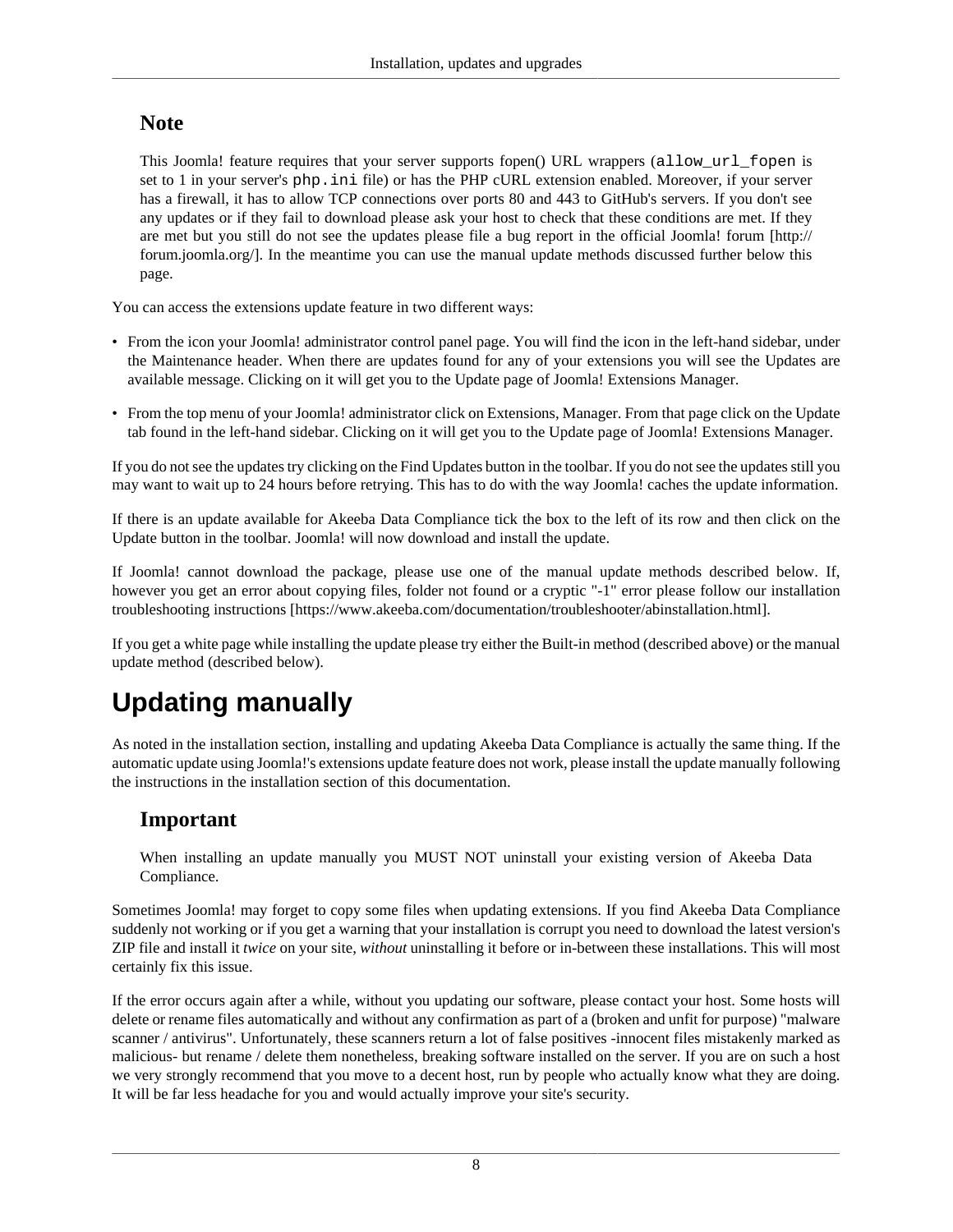### Note

This Joomla! feature requires that your server supports fopen() URL wrappers (`allow_url_fopen` is set to 1 in your server's `php.ini` file) or has the PHP cURL extension enabled. Moreover, if your server has a firewall, it has to allow TCP connections over ports 80 and 443 to GitHub's servers. If you don't see any updates or if they fail to download please ask your host to check that these conditions are met. If they are met but you still do not see the updates please file a bug report in the official Joomla! forum [http://forum.joomla.org/]. In the meantime you can use the manual update methods discussed further below this page.

You can access the extensions update feature in two different ways:

- From the icon your Joomla! administrator control panel page. You will find the icon in the left-hand sidebar, under the Maintenance header. When there are updates found for any of your extensions you will see the Updates are available message. Clicking on it will get you to the Update page of Joomla! Extensions Manager.
- From the top menu of your Joomla! administrator click on Extensions, Manager. From that page click on the Update tab found in the left-hand sidebar. Clicking on it will get you to the Update page of Joomla! Extensions Manager.

If you do not see the updates try clicking on the Find Updates button in the toolbar. If you do not see the updates still you may want to wait up to 24 hours before retrying. This has to do with the way Joomla! caches the update information.

If there is an update available for Akeeba Data Compliance tick the box to the left of its row and then click on the Update button in the toolbar. Joomla! will now download and install the update.

If Joomla! cannot download the package, please use one of the manual update methods described below. If, however you get an error about copying files, folder not found or a cryptic "-1" error please follow our installation troubleshooting instructions [https://www.akeeba.com/documentation/troubleshooter/abinstallation.html].

If you get a white page while installing the update please try either the Built-in method (described above) or the manual update method (described below).

## Updating manually

As noted in the installation section, installing and updating Akeeba Data Compliance is actually the same thing. If the automatic update using Joomla!'s extensions update feature does not work, please install the update manually following the instructions in the installation section of this documentation.

### Important

When installing an update manually you MUST NOT uninstall your existing version of Akeeba Data Compliance.

Sometimes Joomla! may forget to copy some files when updating extensions. If you find Akeeba Data Compliance suddenly not working or if you get a warning that your installation is corrupt you need to download the latest version's ZIP file and install it *twice* on your site, *without* uninstalling it before or in-between these installations. This will most certainly fix this issue.

If the error occurs again after a while, without you updating our software, please contact your host. Some hosts will delete or rename files automatically and without any confirmation as part of a (broken and unfit for purpose) "malware scanner / antivirus". Unfortunately, these scanners return a lot of false positives -innocent files mistakenly marked as malicious- but rename / delete them nonetheless, breaking software installed on the server. If you are on such a host we very strongly recommend that you move to a decent host, run by people who actually know what they are doing. It will be far less headache for you and would actually improve your site's security.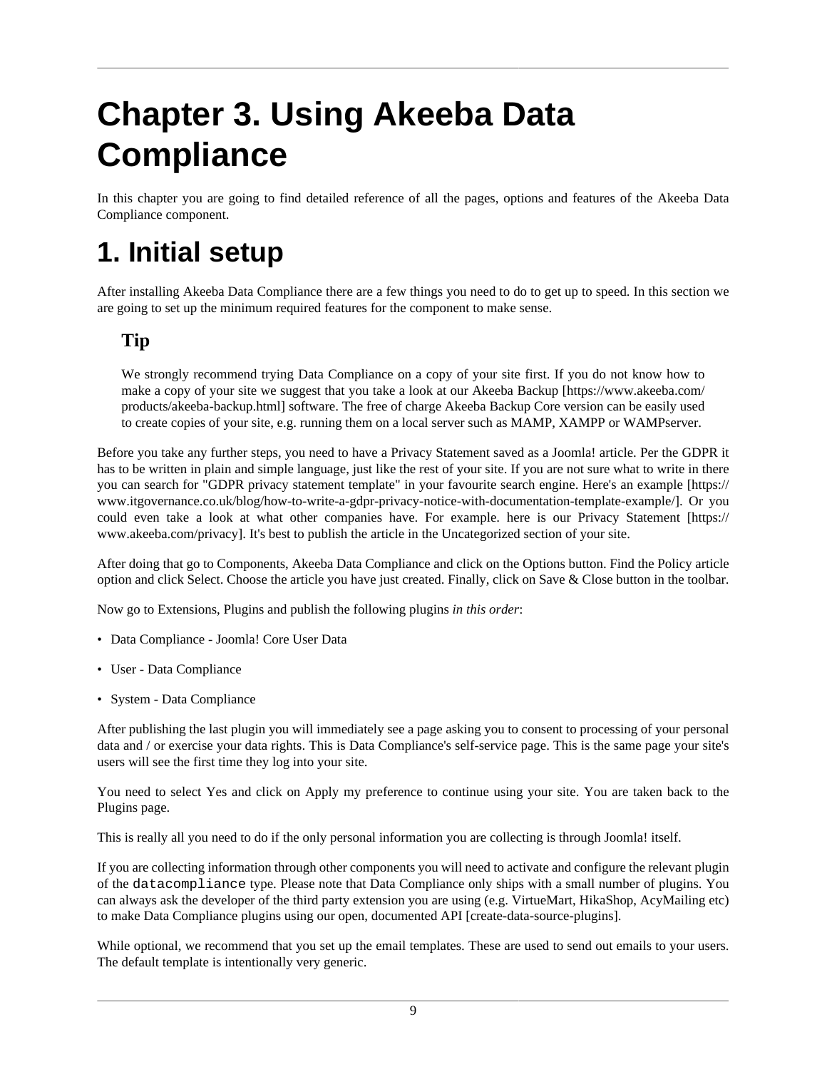# Chapter 3. Using Akeeba Data Compliance

In this chapter you are going to find detailed reference of all the pages, options and features of the Akeeba Data Compliance component.

# 1. Initial setup

After installing Akeeba Data Compliance there are a few things you need to do to get up to speed. In this section we are going to set up the minimum required features for the component to make sense.

### Tip

We strongly recommend trying Data Compliance on a copy of your site first. If you do not know how to make a copy of your site we suggest that you take a look at our Akeeba Backup [https://www.akeeba.com/products/akeeba-backup.html] software. The free of charge Akeeba Backup Core version can be easily used to create copies of your site, e.g. running them on a local server such as MAMP, XAMPP or WAMPserver.

Before you take any further steps, you need to have a Privacy Statement saved as a Joomla! article. Per the GDPR it has to be written in plain and simple language, just like the rest of your site. If you are not sure what to write in there you can search for "GDPR privacy statement template" in your favourite search engine. Here's an example [https://www.itgovernance.co.uk/blog/how-to-write-a-gdpr-privacy-notice-with-documentation-template-example/]. Or you could even take a look at what other companies have. For example. here is our Privacy Statement [https://www.akeeba.com/privacy]. It's best to publish the article in the Uncategorized section of your site.

After doing that go to Components, Akeeba Data Compliance and click on the Options button. Find the Policy article option and click Select. Choose the article you have just created. Finally, click on Save & Close button in the toolbar.

Now go to Extensions, Plugins and publish the following plugins *in this order*:

- Data Compliance - Joomla! Core User Data
- User - Data Compliance
- System - Data Compliance

After publishing the last plugin you will immediately see a page asking you to consent to processing of your personal data and / or exercise your data rights. This is Data Compliance's self-service page. This is the same page your site's users will see the first time they log into your site.

You need to select Yes and click on Apply my preference to continue using your site. You are taken back to the Plugins page.

This is really all you need to do if the only personal information you are collecting is through Joomla! itself.

If you are collecting information through other components you will need to activate and configure the relevant plugin of the `datacompliance` type. Please note that Data Compliance only ships with a small number of plugins. You can always ask the developer of the third party extension you are using (e.g. VirtueMart, HikaShop, AcyMailing etc) to make Data Compliance plugins using our open, documented API [create-data-source-plugins].

While optional, we recommend that you set up the email templates. These are used to send out emails to your users. The default template is intentionally very generic.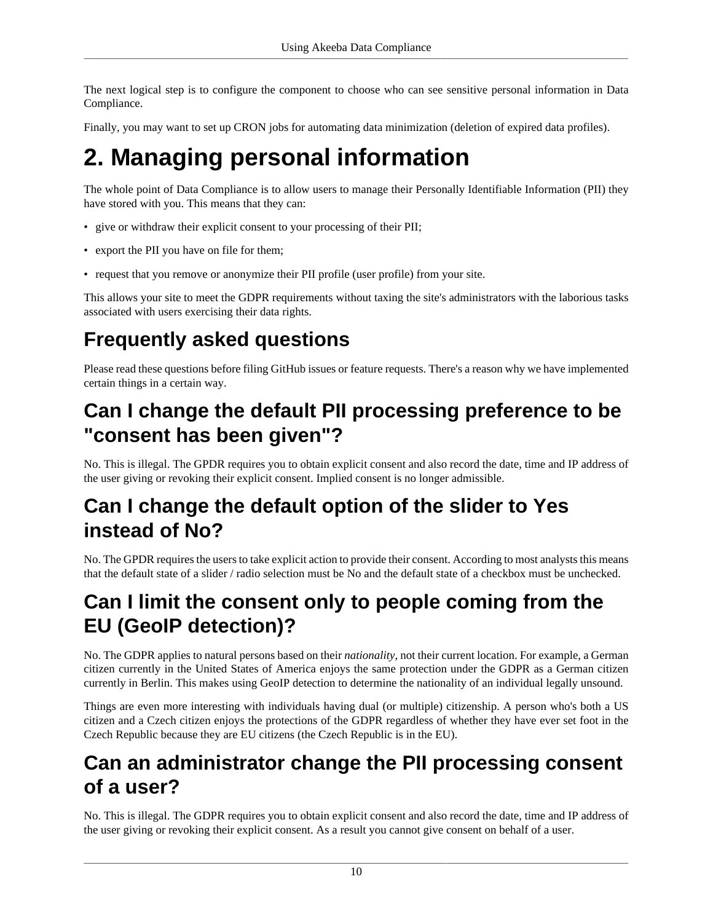The next logical step is to configure the component to choose who can see sensitive personal information in Data Compliance.

Finally, you may want to set up CRON jobs for automating data minimization (deletion of expired data profiles).

# 2. Managing personal information

The whole point of Data Compliance is to allow users to manage their Personally Identifiable Information (PII) they have stored with you. This means that they can:

- give or withdraw their explicit consent to your processing of their PII;
- export the PII you have on file for them;
- request that you remove or anonymize their PII profile (user profile) from your site.

This allows your site to meet the GDPR requirements without taxing the site's administrators with the laborious tasks associated with users exercising their data rights.

## Frequently asked questions

Please read these questions before filing GitHub issues or feature requests. There's a reason why we have implemented certain things in a certain way.

### Can I change the default PII processing preference to be "consent has been given"?

No. This is illegal. The GPDR requires you to obtain explicit consent and also record the date, time and IP address of the user giving or revoking their explicit consent. Implied consent is no longer admissible.

### Can I change the default option of the slider to Yes instead of No?

No. The GPDR requires the users to take explicit action to provide their consent. According to most analysts this means that the default state of a slider / radio selection must be No and the default state of a checkbox must be unchecked.

### Can I limit the consent only to people coming from the EU (GeoIP detection)?

No. The GDPR applies to natural persons based on their *nationality*, not their current location. For example, a German citizen currently in the United States of America enjoys the same protection under the GDPR as a German citizen currently in Berlin. This makes using GeoIP detection to determine the nationality of an individual legally unsound.

Things are even more interesting with individuals having dual (or multiple) citizenship. A person who's both a US citizen and a Czech citizen enjoys the protections of the GDPR regardless of whether they have ever set foot in the Czech Republic because they are EU citizens (the Czech Republic is in the EU).

### Can an administrator change the PII processing consent of a user?

No. This is illegal. The GDPR requires you to obtain explicit consent and also record the date, time and IP address of the user giving or revoking their explicit consent. As a result you cannot give consent on behalf of a user.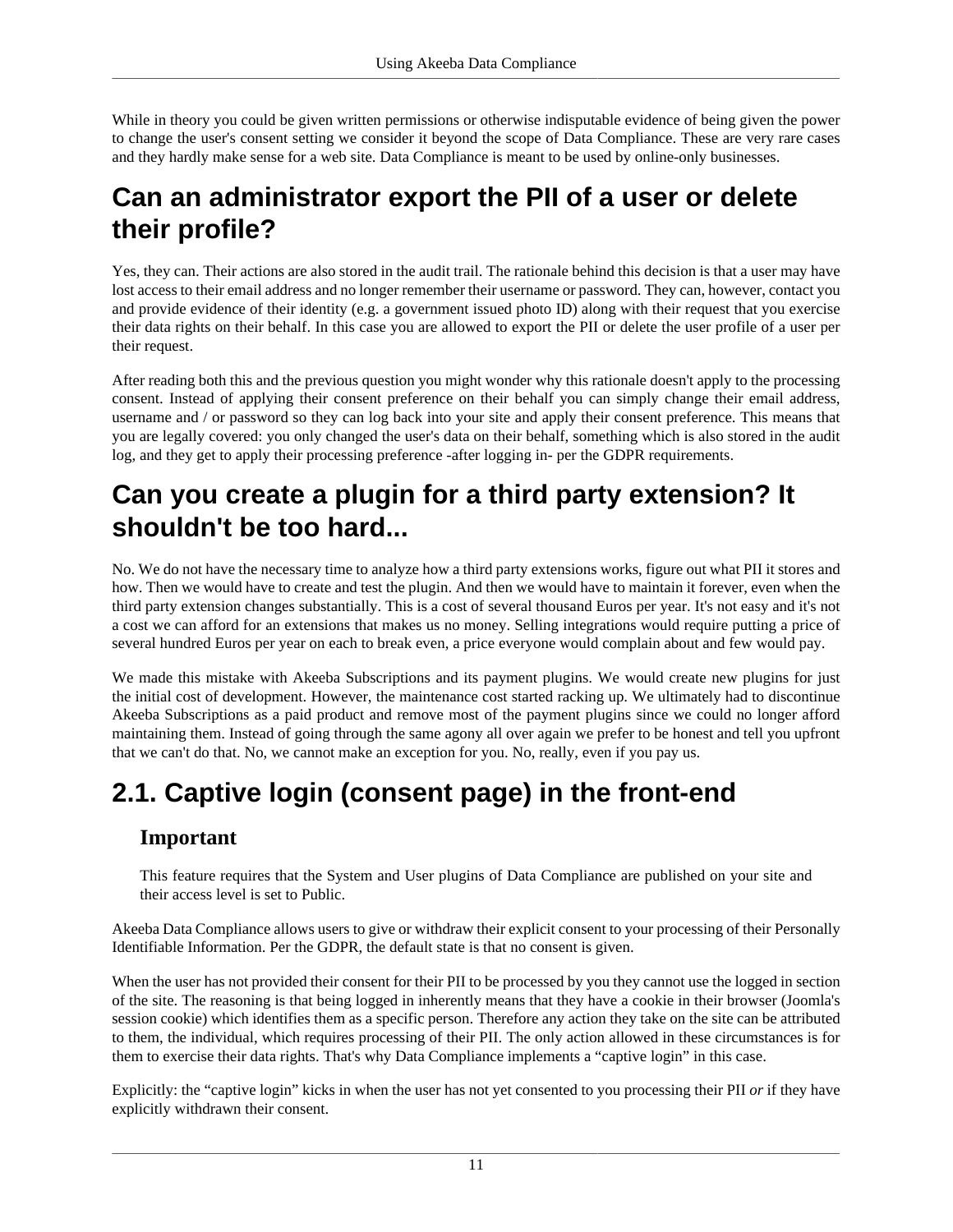While in theory you could be given written permissions or otherwise indisputable evidence of being given the power to change the user's consent setting we consider it beyond the scope of Data Compliance. These are very rare cases and they hardly make sense for a web site. Data Compliance is meant to be used by online-only businesses.

## Can an administrator export the PII of a user or delete their profile?

Yes, they can. Their actions are also stored in the audit trail. The rationale behind this decision is that a user may have lost access to their email address and no longer remember their username or password. They can, however, contact you and provide evidence of their identity (e.g. a government issued photo ID) along with their request that you exercise their data rights on their behalf. In this case you are allowed to export the PII or delete the user profile of a user per their request.

After reading both this and the previous question you might wonder why this rationale doesn't apply to the processing consent. Instead of applying their consent preference on their behalf you can simply change their email address, username and / or password so they can log back into your site and apply their consent preference. This means that you are legally covered: you only changed the user's data on their behalf, something which is also stored in the audit log, and they get to apply their processing preference -after logging in- per the GDPR requirements.

## Can you create a plugin for a third party extension? It shouldn't be too hard...

No. We do not have the necessary time to analyze how a third party extensions works, figure out what PII it stores and how. Then we would have to create and test the plugin. And then we would have to maintain it forever, even when the third party extension changes substantially. This is a cost of several thousand Euros per year. It's not easy and it's not a cost we can afford for an extensions that makes us no money. Selling integrations would require putting a price of several hundred Euros per year on each to break even, a price everyone would complain about and few would pay.

We made this mistake with Akeeba Subscriptions and its payment plugins. We would create new plugins for just the initial cost of development. However, the maintenance cost started racking up. We ultimately had to discontinue Akeeba Subscriptions as a paid product and remove most of the payment plugins since we could no longer afford maintaining them. Instead of going through the same agony all over again we prefer to be honest and tell you upfront that we can't do that. No, we cannot make an exception for you. No, really, even if you pay us.

# 2.1. Captive login (consent page) in the front-end

### Important

This feature requires that the System and User plugins of Data Compliance are published on your site and their access level is set to Public.

Akeeba Data Compliance allows users to give or withdraw their explicit consent to your processing of their Personally Identifiable Information. Per the GDPR, the default state is that no consent is given.

When the user has not provided their consent for their PII to be processed by you they cannot use the logged in section of the site. The reasoning is that being logged in inherently means that they have a cookie in their browser (Joomla's session cookie) which identifies them as a specific person. Therefore any action they take on the site can be attributed to them, the individual, which requires processing of their PII. The only action allowed in these circumstances is for them to exercise their data rights. That's why Data Compliance implements a “captive login” in this case.

Explicitly: the “captive login” kicks in when the user has not yet consented to you processing their PII *or* if they have explicitly withdrawn their consent.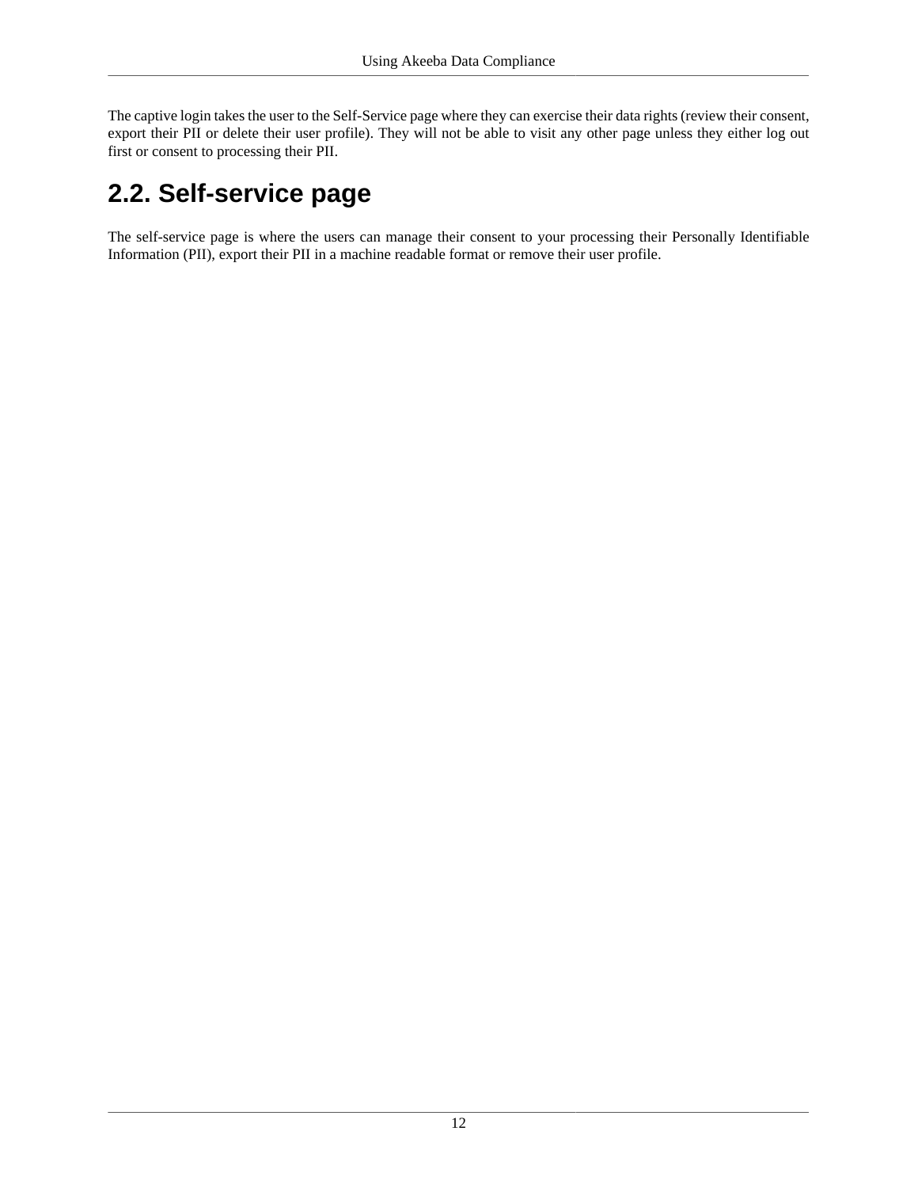The captive login takes the user to the Self-Service page where they can exercise their data rights (review their consent, export their PII or delete their user profile). They will not be able to visit any other page unless they either log out first or consent to processing their PII.

## 2.2. Self-service page

The self-service page is where the users can manage their consent to your processing their Personally Identifiable Information (PII), export their PII in a machine readable format or remove their user profile.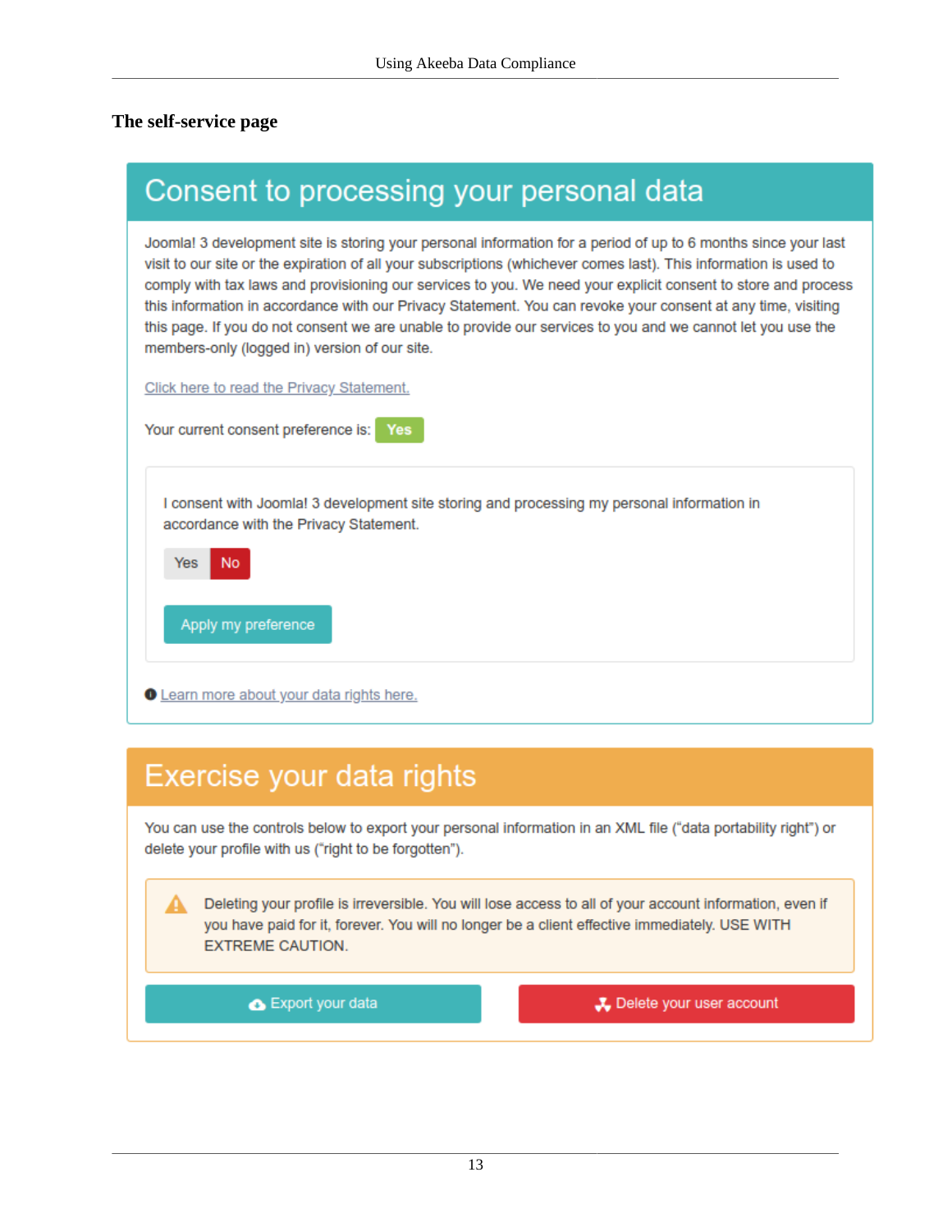### The self-service page

## Consent to processing your personal data

Joomla! 3 development site is storing your personal information for a period of up to 6 months since your last visit to our site or the expiration of all your subscriptions (whichever comes last). This information is used to comply with tax laws and provisioning our services to you. We need your explicit consent to store and process this information in accordance with our Privacy Statement. You can revoke your consent at any time, visiting this page. If you do not consent we are unable to provide our services to you and we cannot let you use the members-only (logged in) version of our site.

Click here to read the Privacy Statement.

Your current consent preference is: Yes

I consent with Joomla! 3 development site storing and processing my personal information in accordance with the Privacy Statement.

Yes No

Apply my preference

Learn more about your data rights here.

## Exercise your data rights

You can use the controls below to export your personal information in an XML file ("data portability right") or delete your profile with us ("right to be forgotten").

Deleting your profile is irreversible. You will lose access to all of your account information, even if you have paid for it, forever. You will no longer be a client effective immediately. USE WITH EXTREME CAUTION.

Export your data

Delete your user account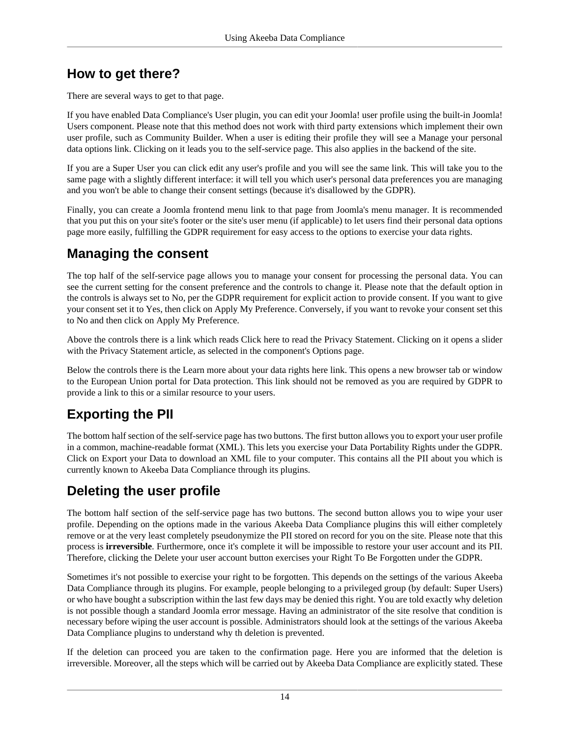## How to get there?

There are several ways to get to that page.

If you have enabled Data Compliance's User plugin, you can edit your Joomla! user profile using the built-in Joomla! Users component. Please note that this method does not work with third party extensions which implement their own user profile, such as Community Builder. When a user is editing their profile they will see a Manage your personal data options link. Clicking on it leads you to the self-service page. This also applies in the backend of the site.

If you are a Super User you can click edit any user's profile and you will see the same link. This will take you to the same page with a slightly different interface: it will tell you which user's personal data preferences you are managing and you won't be able to change their consent settings (because it's disallowed by the GDPR).

Finally, you can create a Joomla frontend menu link to that page from Joomla's menu manager. It is recommended that you put this on your site's footer or the site's user menu (if applicable) to let users find their personal data options page more easily, fulfilling the GDPR requirement for easy access to the options to exercise your data rights.

## Managing the consent

The top half of the self-service page allows you to manage your consent for processing the personal data. You can see the current setting for the consent preference and the controls to change it. Please note that the default option in the controls is always set to No, per the GDPR requirement for explicit action to provide consent. If you want to give your consent set it to Yes, then click on Apply My Preference. Conversely, if you want to revoke your consent set this to No and then click on Apply My Preference.

Above the controls there is a link which reads Click here to read the Privacy Statement. Clicking on it opens a slider with the Privacy Statement article, as selected in the component's Options page.

Below the controls there is the Learn more about your data rights here link. This opens a new browser tab or window to the European Union portal for Data protection. This link should not be removed as you are required by GDPR to provide a link to this or a similar resource to your users.

## Exporting the PII

The bottom half section of the self-service page has two buttons. The first button allows you to export your user profile in a common, machine-readable format (XML). This lets you exercise your Data Portability Rights under the GDPR. Click on Export your Data to download an XML file to your computer. This contains all the PII about you which is currently known to Akeeba Data Compliance through its plugins.

## Deleting the user profile

The bottom half section of the self-service page has two buttons. The second button allows you to wipe your user profile. Depending on the options made in the various Akeeba Data Compliance plugins this will either completely remove or at the very least completely pseudonymize the PII stored on record for you on the site. Please note that this process is **irreversible**. Furthermore, once it's complete it will be impossible to restore your user account and its PII. Therefore, clicking the Delete your user account button exercises your Right To Be Forgotten under the GDPR.

Sometimes it's not possible to exercise your right to be forgotten. This depends on the settings of the various Akeeba Data Compliance through its plugins. For example, people belonging to a privileged group (by default: Super Users) or who have bought a subscription within the last few days may be denied this right. You are told exactly why deletion is not possible though a standard Joomla error message. Having an administrator of the site resolve that condition is necessary before wiping the user account is possible. Administrators should look at the settings of the various Akeeba Data Compliance plugins to understand why th deletion is prevented.

If the deletion can proceed you are taken to the confirmation page. Here you are informed that the deletion is irreversible. Moreover, all the steps which will be carried out by Akeeba Data Compliance are explicitly stated. These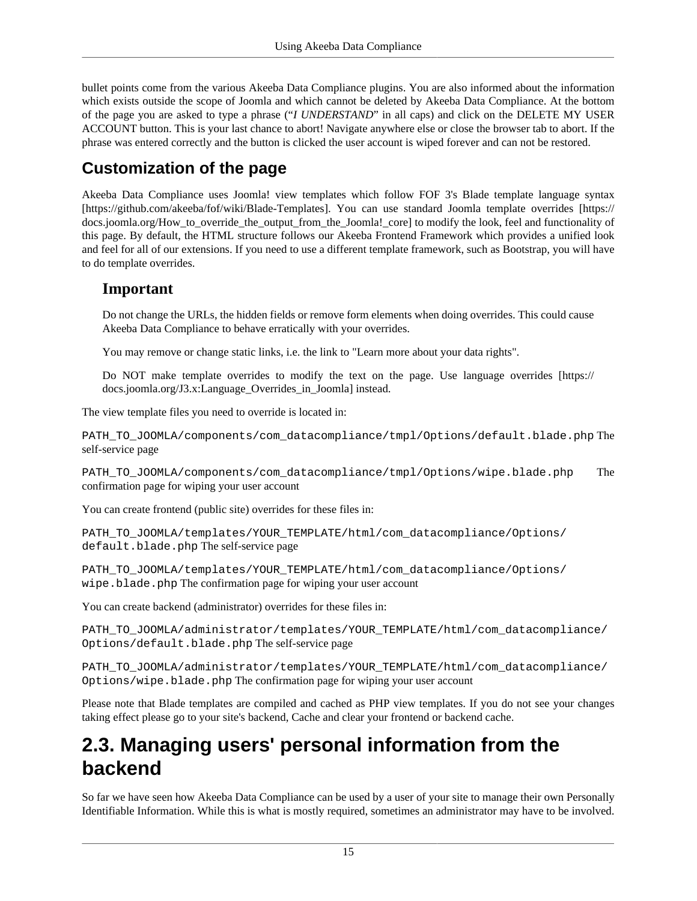bullet points come from the various Akeeba Data Compliance plugins. You are also informed about the information which exists outside the scope of Joomla and which cannot be deleted by Akeeba Data Compliance. At the bottom of the page you are asked to type a phrase ("*I UNDERSTAND*" in all caps) and click on the DELETE MY USER ACCOUNT button. This is your last chance to abort! Navigate anywhere else or close the browser tab to abort. If the phrase was entered correctly and the button is clicked the user account is wiped forever and can not be restored.

## Customization of the page

Akeeba Data Compliance uses Joomla! view templates which follow FOF 3's Blade template language syntax [https://github.com/akeeba/fof/wiki/Blade-Templates]. You can use standard Joomla template overrides [https://docs.joomla.org/How_to_override_the_output_from_the_Joomla!_core] to modify the look, feel and functionality of this page. By default, the HTML structure follows our Akeeba Frontend Framework which provides a unified look and feel for all of our extensions. If you need to use a different template framework, such as Bootstrap, you will have to do template overrides.

> ### Important
>
> Do not change the URLs, the hidden fields or remove form elements when doing overrides. This could cause Akeeba Data Compliance to behave erratically with your overrides.
>
> You may remove or change static links, i.e. the link to "Learn more about your data rights".
>
> Do NOT make template overrides to modify the text on the page. Use language overrides [https://docs.joomla.org/J3.x:Language_Overrides_in_Joomla] instead.

The view template files you need to override is located in:

`PATH_TO_JOOMLA/components/com_datacompliance/tmpl/Options/default.blade.php` The self-service page

`PATH_TO_JOOMLA/components/com_datacompliance/tmpl/Options/wipe.blade.php` The confirmation page for wiping your user account

You can create frontend (public site) overrides for these files in:

`PATH_TO_JOOMLA/templates/YOUR_TEMPLATE/html/com_datacompliance/Options/default.blade.php` The self-service page

`PATH_TO_JOOMLA/templates/YOUR_TEMPLATE/html/com_datacompliance/Options/wipe.blade.php` The confirmation page for wiping your user account

You can create backend (administrator) overrides for these files in:

`PATH_TO_JOOMLA/administrator/templates/YOUR_TEMPLATE/html/com_datacompliance/Options/default.blade.php` The self-service page

`PATH_TO_JOOMLA/administrator/templates/YOUR_TEMPLATE/html/com_datacompliance/Options/wipe.blade.php` The confirmation page for wiping your user account

Please note that Blade templates are compiled and cached as PHP view templates. If you do not see your changes taking effect please go to your site's backend, Cache and clear your frontend or backend cache.

# 2.3. Managing users' personal information from the backend

So far we have seen how Akeeba Data Compliance can be used by a user of your site to manage their own Personally Identifiable Information. While this is what is mostly required, sometimes an administrator may have to be involved.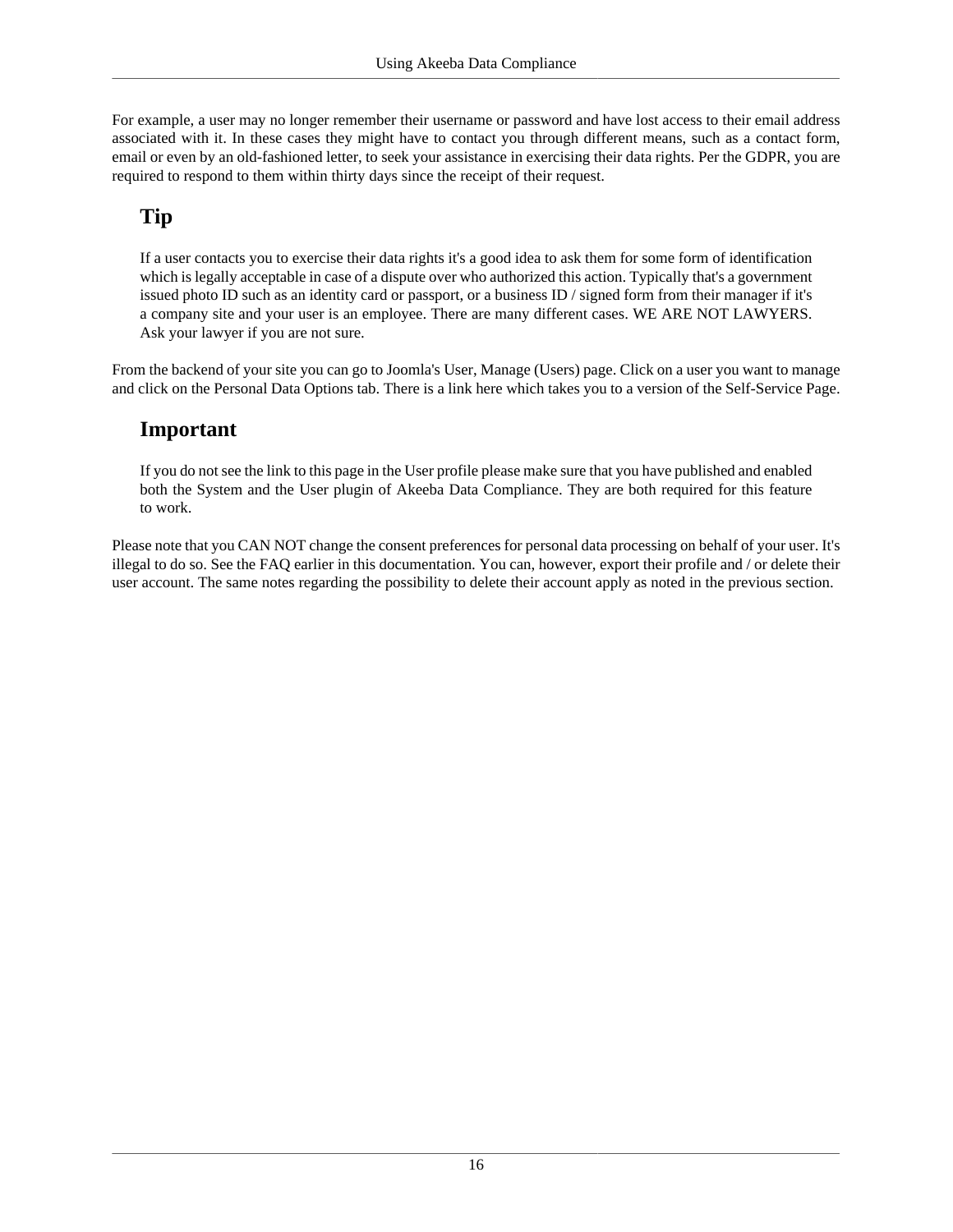For example, a user may no longer remember their username or password and have lost access to their email address associated with it. In these cases they might have to contact you through different means, such as a contact form, email or even by an old-fashioned letter, to seek your assistance in exercising their data rights. Per the GDPR, you are required to respond to them within thirty days since the receipt of their request.

### Tip

If a user contacts you to exercise their data rights it's a good idea to ask them for some form of identification which is legally acceptable in case of a dispute over who authorized this action. Typically that's a government issued photo ID such as an identity card or passport, or a business ID / signed form from their manager if it's a company site and your user is an employee. There are many different cases. WE ARE NOT LAWYERS. Ask your lawyer if you are not sure.

From the backend of your site you can go to Joomla's User, Manage (Users) page. Click on a user you want to manage and click on the Personal Data Options tab. There is a link here which takes you to a version of the Self-Service Page.

### Important

If you do not see the link to this page in the User profile please make sure that you have published and enabled both the System and the User plugin of Akeeba Data Compliance. They are both required for this feature to work.

Please note that you CAN NOT change the consent preferences for personal data processing on behalf of your user. It's illegal to do so. See the FAQ earlier in this documentation. You can, however, export their profile and / or delete their user account. The same notes regarding the possibility to delete their account apply as noted in the previous section.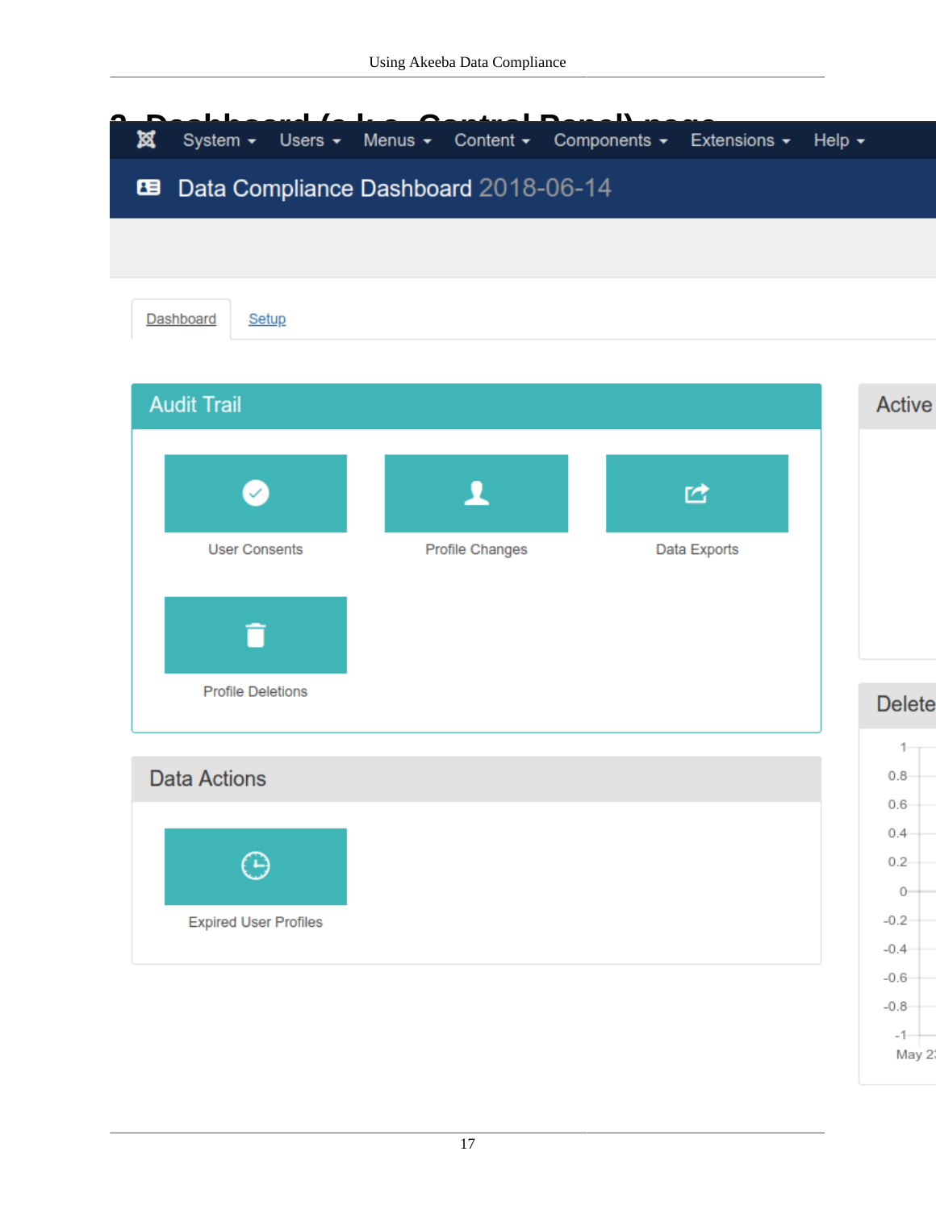## 3. Dashboard (a.k.a. Control Panel) page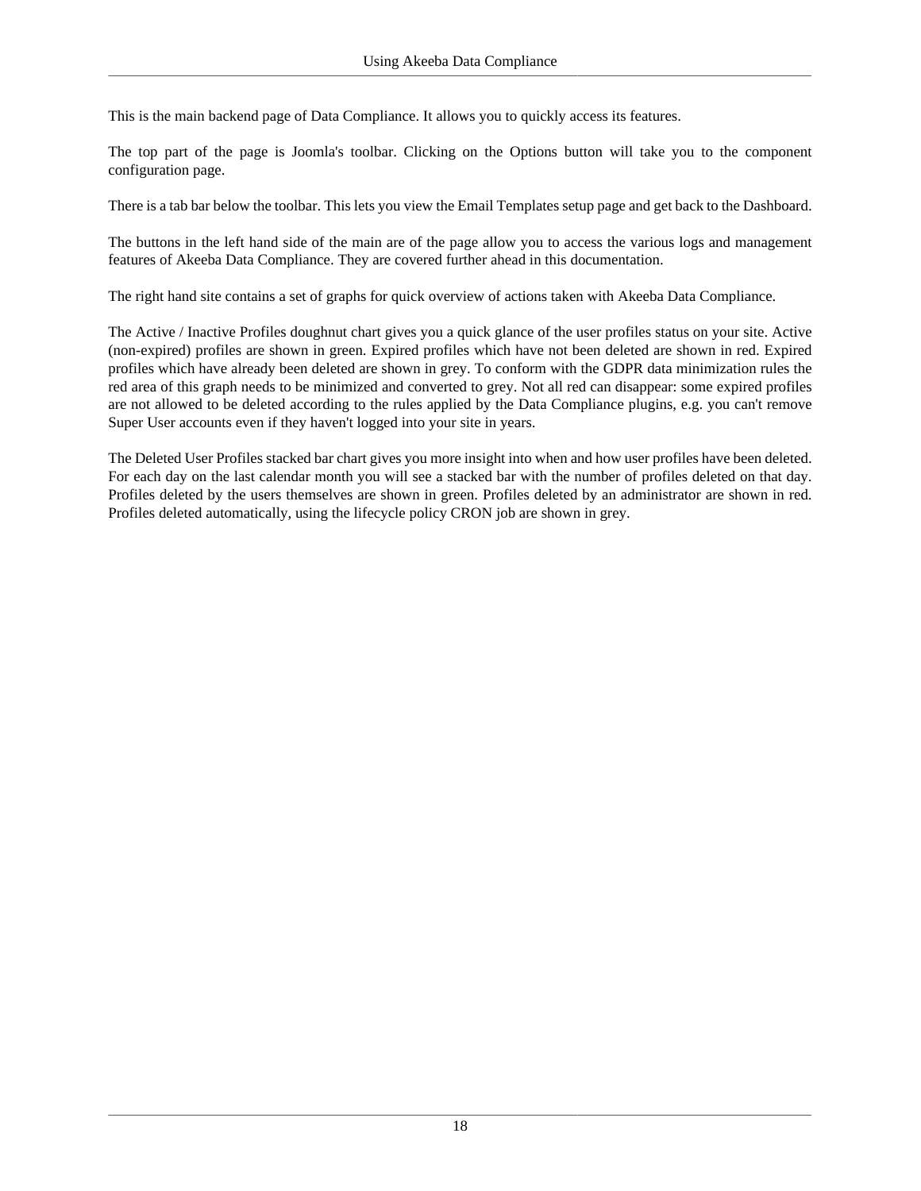This is the main backend page of Data Compliance. It allows you to quickly access its features.

The top part of the page is Joomla's toolbar. Clicking on the Options button will take you to the component configuration page.

There is a tab bar below the toolbar. This lets you view the Email Templates setup page and get back to the Dashboard.

The buttons in the left hand side of the main are of the page allow you to access the various logs and management features of Akeeba Data Compliance. They are covered further ahead in this documentation.

The right hand site contains a set of graphs for quick overview of actions taken with Akeeba Data Compliance.

The Active / Inactive Profiles doughnut chart gives you a quick glance of the user profiles status on your site. Active (non-expired) profiles are shown in green. Expired profiles which have not been deleted are shown in red. Expired profiles which have already been deleted are shown in grey. To conform with the GDPR data minimization rules the red area of this graph needs to be minimized and converted to grey. Not all red can disappear: some expired profiles are not allowed to be deleted according to the rules applied by the Data Compliance plugins, e.g. you can't remove Super User accounts even if they haven't logged into your site in years.

The Deleted User Profiles stacked bar chart gives you more insight into when and how user profiles have been deleted. For each day on the last calendar month you will see a stacked bar with the number of profiles deleted on that day. Profiles deleted by the users themselves are shown in green. Profiles deleted by an administrator are shown in red. Profiles deleted automatically, using the lifecycle policy CRON job are shown in grey.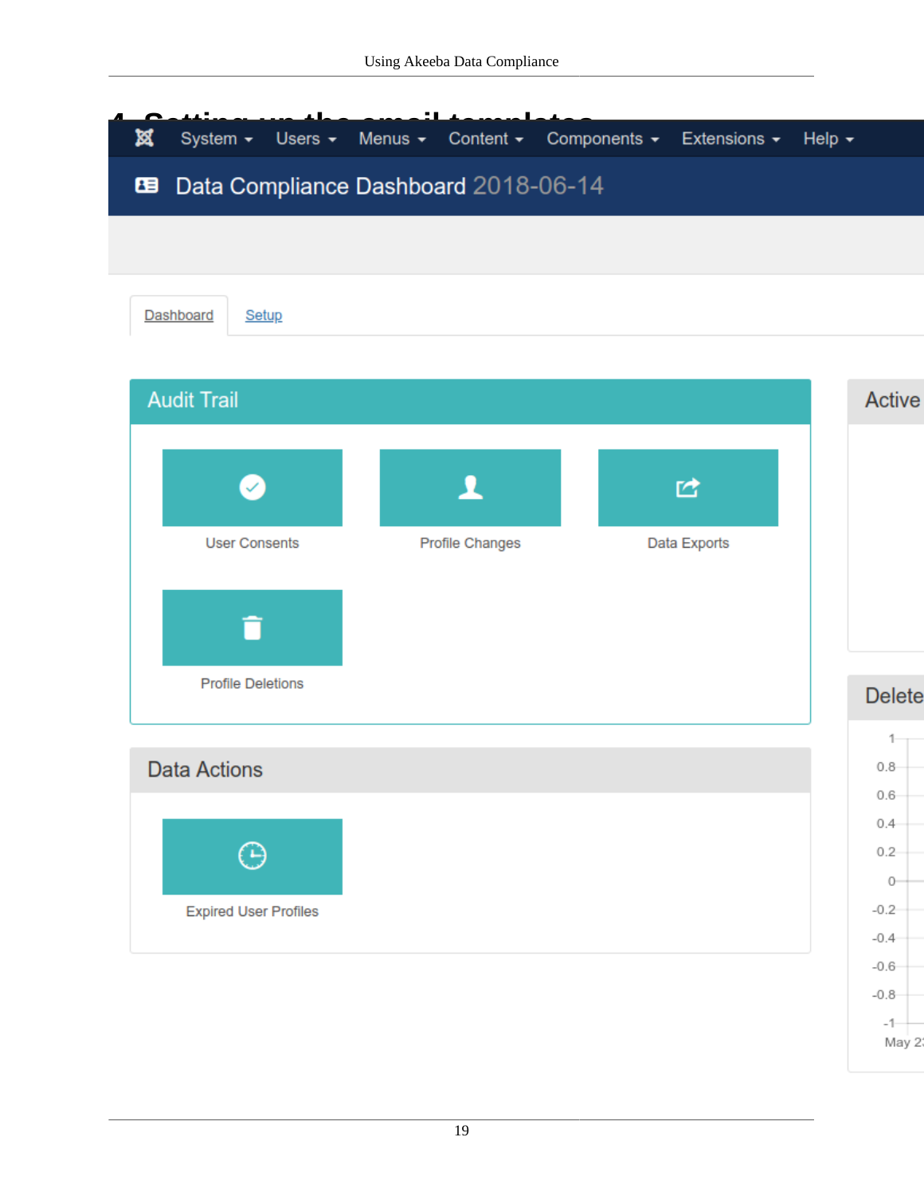## 4. Setting up the email templates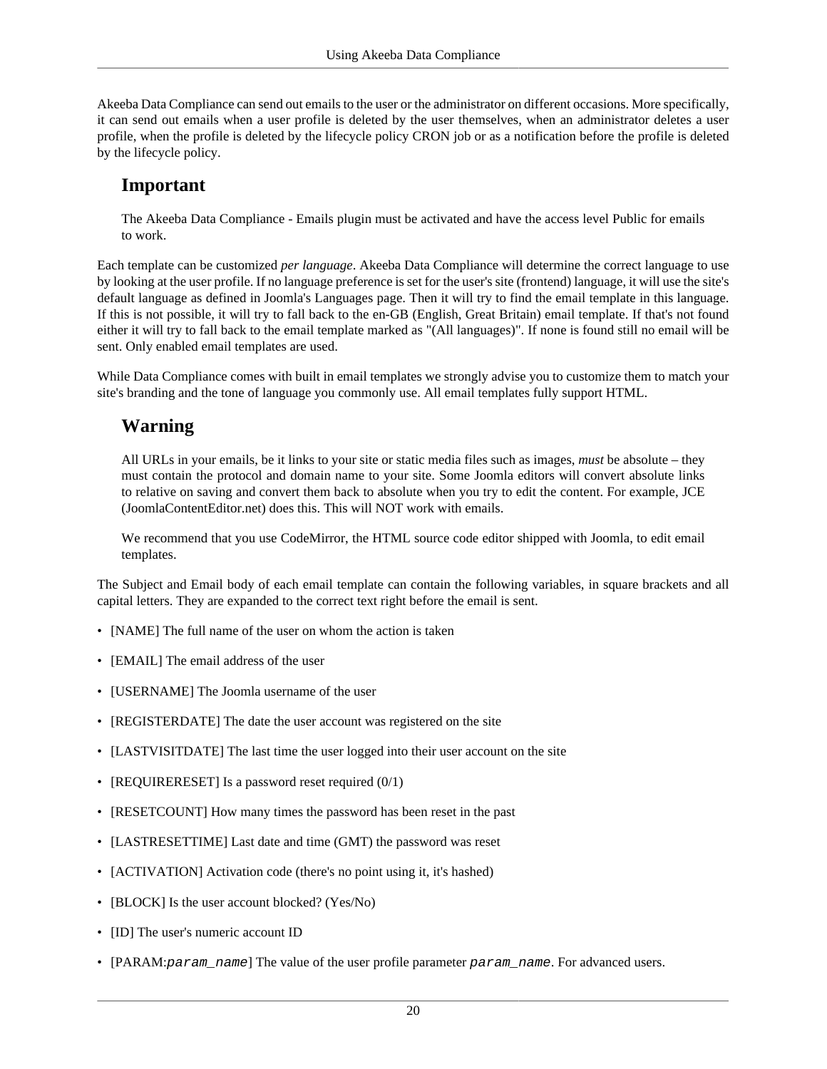Akeeba Data Compliance can send out emails to the user or the administrator on different occasions. More specifically, it can send out emails when a user profile is deleted by the user themselves, when an administrator deletes a user profile, when the profile is deleted by the lifecycle policy CRON job or as a notification before the profile is deleted by the lifecycle policy.

### Important

The Akeeba Data Compliance - Emails plugin must be activated and have the access level Public for emails to work.

Each template can be customized *per language*. Akeeba Data Compliance will determine the correct language to use by looking at the user profile. If no language preference is set for the user's site (frontend) language, it will use the site's default language as defined in Joomla's Languages page. Then it will try to find the email template in this language. If this is not possible, it will try to fall back to the en-GB (English, Great Britain) email template. If that's not found either it will try to fall back to the email template marked as "(All languages)". If none is found still no email will be sent. Only enabled email templates are used.

While Data Compliance comes with built in email templates we strongly advise you to customize them to match your site's branding and the tone of language you commonly use. All email templates fully support HTML.

### Warning

All URLs in your emails, be it links to your site or static media files such as images, *must* be absolute – they must contain the protocol and domain name to your site. Some Joomla editors will convert absolute links to relative on saving and convert them back to absolute when you try to edit the content. For example, JCE (JoomlaContentEditor.net) does this. This will NOT work with emails.

We recommend that you use CodeMirror, the HTML source code editor shipped with Joomla, to edit email templates.

The Subject and Email body of each email template can contain the following variables, in square brackets and all capital letters. They are expanded to the correct text right before the email is sent.

- [NAME] The full name of the user on whom the action is taken
- [EMAIL] The email address of the user
- [USERNAME] The Joomla username of the user
- [REGISTERDATE] The date the user account was registered on the site
- [LASTVISITDATE] The last time the user logged into their user account on the site
- [REQUIRERESET] Is a password reset required (0/1)
- [RESETCOUNT] How many times the password has been reset in the past
- [LASTRESETTIME] Last date and time (GMT) the password was reset
- [ACTIVATION] Activation code (there's no point using it, it's hashed)
- [BLOCK] Is the user account blocked? (Yes/No)
- [ID] The user's numeric account ID
- [PARAM:*param_name*] The value of the user profile parameter *param_name*. For advanced users.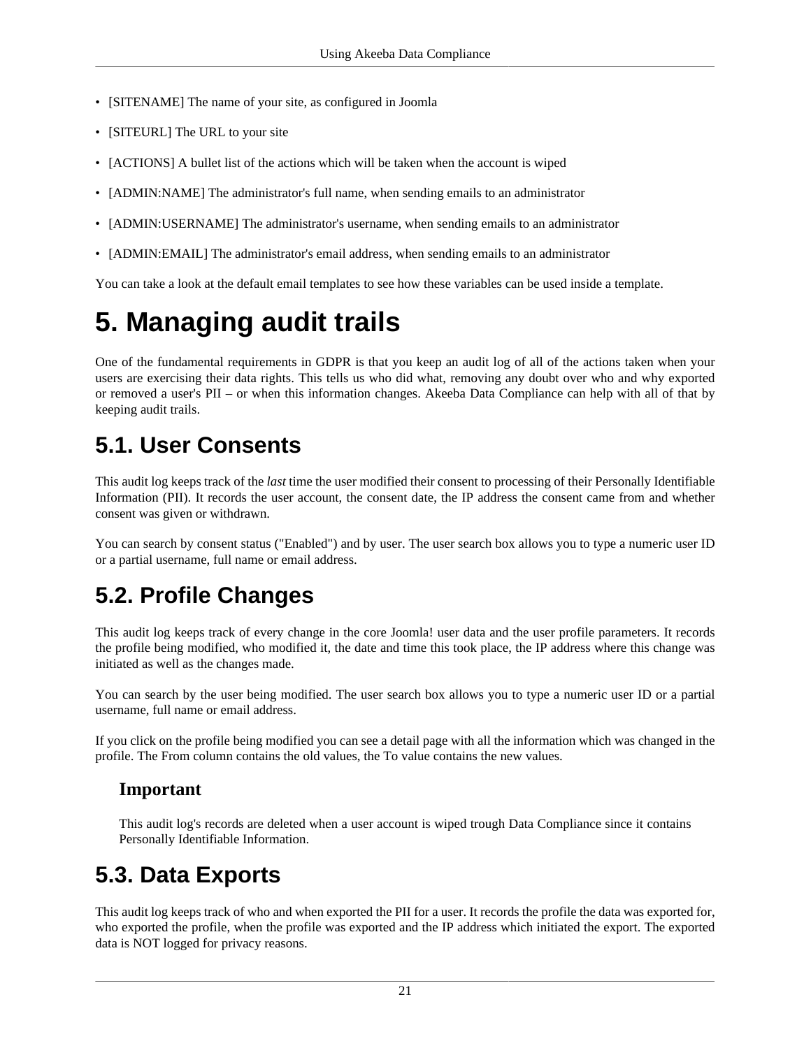- [SITENAME] The name of your site, as configured in Joomla
- [SITEURL] The URL to your site
- [ACTIONS] A bullet list of the actions which will be taken when the account is wiped
- [ADMIN:NAME] The administrator's full name, when sending emails to an administrator
- [ADMIN:USERNAME] The administrator's username, when sending emails to an administrator
- [ADMIN:EMAIL] The administrator's email address, when sending emails to an administrator

You can take a look at the default email templates to see how these variables can be used inside a template.

# 5. Managing audit trails

One of the fundamental requirements in GDPR is that you keep an audit log of all of the actions taken when your users are exercising their data rights. This tells us who did what, removing any doubt over who and why exported or removed a user's PII – or when this information changes. Akeeba Data Compliance can help with all of that by keeping audit trails.

## 5.1. User Consents

This audit log keeps track of the *last* time the user modified their consent to processing of their Personally Identifiable Information (PII). It records the user account, the consent date, the IP address the consent came from and whether consent was given or withdrawn.

You can search by consent status ("Enabled") and by user. The user search box allows you to type a numeric user ID or a partial username, full name or email address.

## 5.2. Profile Changes

This audit log keeps track of every change in the core Joomla! user data and the user profile parameters. It records the profile being modified, who modified it, the date and time this took place, the IP address where this change was initiated as well as the changes made.

You can search by the user being modified. The user search box allows you to type a numeric user ID or a partial username, full name or email address.

If you click on the profile being modified you can see a detail page with all the information which was changed in the profile. The From column contains the old values, the To value contains the new values.

### Important

This audit log's records are deleted when a user account is wiped trough Data Compliance since it contains Personally Identifiable Information.

## 5.3. Data Exports

This audit log keeps track of who and when exported the PII for a user. It records the profile the data was exported for, who exported the profile, when the profile was exported and the IP address which initiated the export. The exported data is NOT logged for privacy reasons.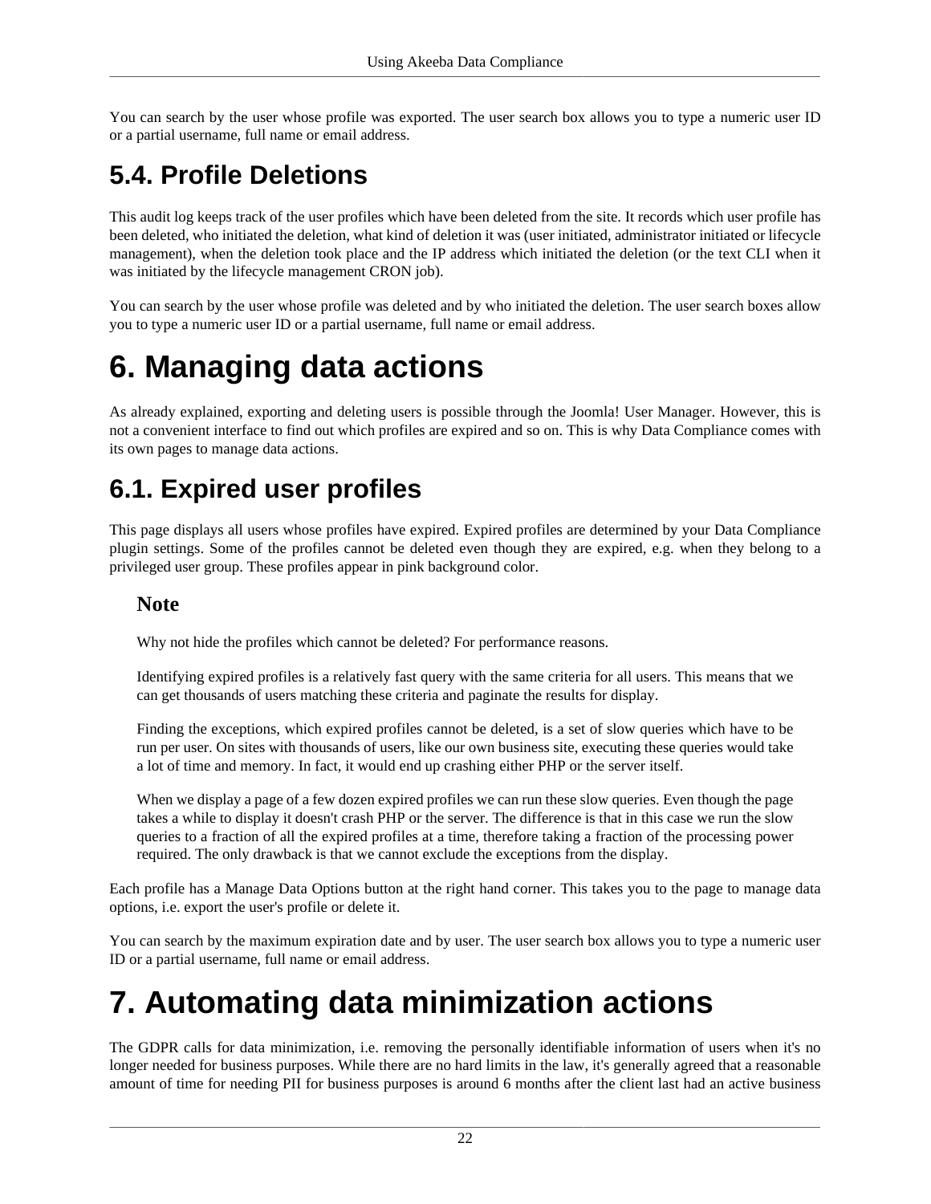You can search by the user whose profile was exported. The user search box allows you to type a numeric user ID or a partial username, full name or email address.

## 5.4. Profile Deletions

This audit log keeps track of the user profiles which have been deleted from the site. It records which user profile has been deleted, who initiated the deletion, what kind of deletion it was (user initiated, administrator initiated or lifecycle management), when the deletion took place and the IP address which initiated the deletion (or the text CLI when it was initiated by the lifecycle management CRON job).

You can search by the user whose profile was deleted and by who initiated the deletion. The user search boxes allow you to type a numeric user ID or a partial username, full name or email address.

# 6. Managing data actions

As already explained, exporting and deleting users is possible through the Joomla! User Manager. However, this is not a convenient interface to find out which profiles are expired and so on. This is why Data Compliance comes with its own pages to manage data actions.

## 6.1. Expired user profiles

This page displays all users whose profiles have expired. Expired profiles are determined by your Data Compliance plugin settings. Some of the profiles cannot be deleted even though they are expired, e.g. when they belong to a privileged user group. These profiles appear in pink background color.

> **Note**
>
> Why not hide the profiles which cannot be deleted? For performance reasons.
>
> Identifying expired profiles is a relatively fast query with the same criteria for all users. This means that we can get thousands of users matching these criteria and paginate the results for display.
>
> Finding the exceptions, which expired profiles cannot be deleted, is a set of slow queries which have to be run per user. On sites with thousands of users, like our own business site, executing these queries would take a lot of time and memory. In fact, it would end up crashing either PHP or the server itself.
>
> When we display a page of a few dozen expired profiles we can run these slow queries. Even though the page takes a while to display it doesn't crash PHP or the server. The difference is that in this case we run the slow queries to a fraction of all the expired profiles at a time, therefore taking a fraction of the processing power required. The only drawback is that we cannot exclude the exceptions from the display.

Each profile has a Manage Data Options button at the right hand corner. This takes you to the page to manage data options, i.e. export the user's profile or delete it.

You can search by the maximum expiration date and by user. The user search box allows you to type a numeric user ID or a partial username, full name or email address.

# 7. Automating data minimization actions

The GDPR calls for data minimization, i.e. removing the personally identifiable information of users when it's no longer needed for business purposes. While there are no hard limits in the law, it's generally agreed that a reasonable amount of time for needing PII for business purposes is around 6 months after the client last had an active business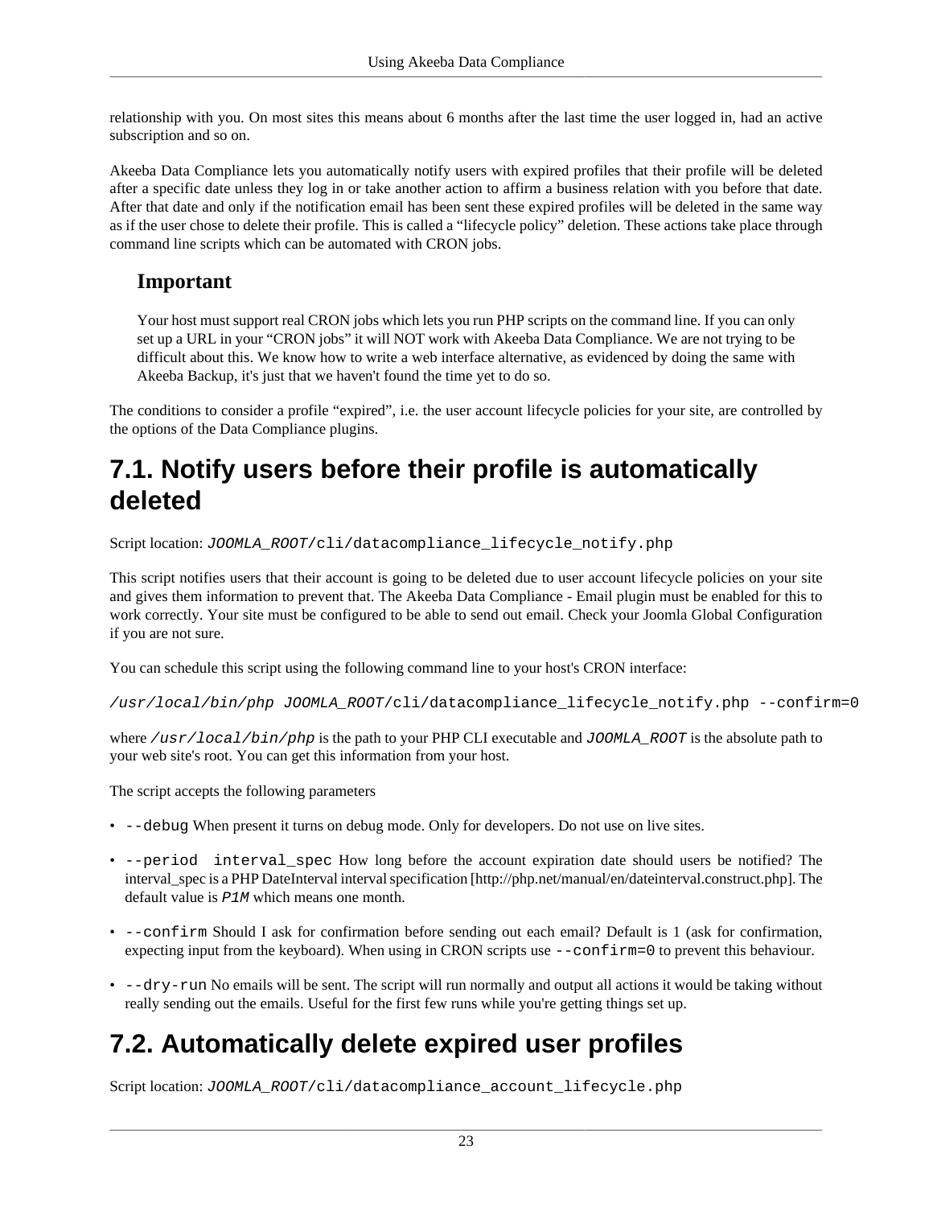relationship with you. On most sites this means about 6 months after the last time the user logged in, had an active subscription and so on.

Akeeba Data Compliance lets you automatically notify users with expired profiles that their profile will be deleted after a specific date unless they log in or take another action to affirm a business relation with you before that date. After that date and only if the notification email has been sent these expired profiles will be deleted in the same way as if the user chose to delete their profile. This is called a “lifecycle policy” deletion. These actions take place through command line scripts which can be automated with CRON jobs.

### Important

Your host must support real CRON jobs which lets you run PHP scripts on the command line. If you can only set up a URL in your “CRON jobs” it will NOT work with Akeeba Data Compliance. We are not trying to be difficult about this. We know how to write a web interface alternative, as evidenced by doing the same with Akeeba Backup, it's just that we haven't found the time yet to do so.

The conditions to consider a profile “expired”, i.e. the user account lifecycle policies for your site, are controlled by the options of the Data Compliance plugins.

## 7.1. Notify users before their profile is automatically deleted

Script location: `JOOMLA_ROOT/cli/datacompliance_lifecycle_notify.php`

This script notifies users that their account is going to be deleted due to user account lifecycle policies on your site and gives them information to prevent that. The Akeeba Data Compliance - Email plugin must be enabled for this to work correctly. Your site must be configured to be able to send out email. Check your Joomla Global Configuration if you are not sure.

You can schedule this script using the following command line to your host's CRON interface:

```
/usr/local/bin/php JOOMLA_ROOT/cli/datacompliance_lifecycle_notify.php --confirm=0
```

where `/usr/local/bin/php` is the path to your PHP CLI executable and `JOOMLA_ROOT` is the absolute path to your web site's root. You can get this information from your host.

The script accepts the following parameters

- `--debug` When present it turns on debug mode. Only for developers. Do not use on live sites.
- `--period interval_spec` How long before the account expiration date should users be notified? The interval_spec is a PHP DateInterval interval specification [http://php.net/manual/en/dateinterval.construct.php]. The default value is `P1M` which means one month.
- `--confirm` Should I ask for confirmation before sending out each email? Default is 1 (ask for confirmation, expecting input from the keyboard). When using in CRON scripts use `--confirm=0` to prevent this behaviour.
- `--dry-run` No emails will be sent. The script will run normally and output all actions it would be taking without really sending out the emails. Useful for the first few runs while you're getting things set up.

## 7.2. Automatically delete expired user profiles

Script location: `JOOMLA_ROOT/cli/datacompliance_account_lifecycle.php`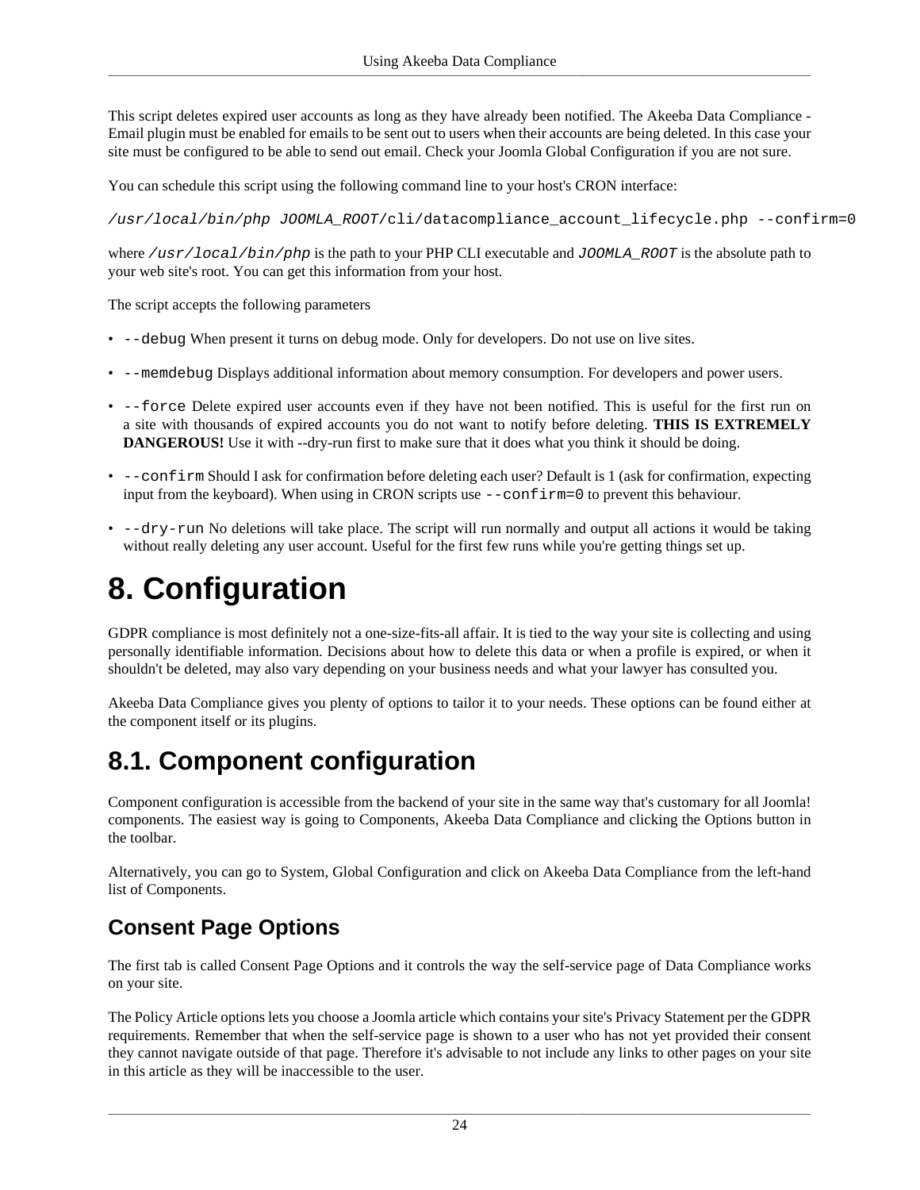This script deletes expired user accounts as long as they have already been notified. The Akeeba Data Compliance - Email plugin must be enabled for emails to be sent out to users when their accounts are being deleted. In this case your site must be configured to be able to send out email. Check your Joomla Global Configuration if you are not sure.

You can schedule this script using the following command line to your host's CRON interface:

```
/usr/local/bin/php JOOMLA_ROOT/cli/datacompliance_account_lifecycle.php --confirm=0
```

where `/usr/local/bin/php` is the path to your PHP CLI executable and `JOOMLA_ROOT` is the absolute path to your web site's root. You can get this information from your host.

The script accepts the following parameters

- `--debug` When present it turns on debug mode. Only for developers. Do not use on live sites.
- `--memdebug` Displays additional information about memory consumption. For developers and power users.
- `--force` Delete expired user accounts even if they have not been notified. This is useful for the first run on a site with thousands of expired accounts you do not want to notify before deleting. **THIS IS EXTREMELY DANGEROUS!** Use it with --dry-run first to make sure that it does what you think it should be doing.
- `--confirm` Should I ask for confirmation before deleting each user? Default is 1 (ask for confirmation, expecting input from the keyboard). When using in CRON scripts use `--confirm=0` to prevent this behaviour.
- `--dry-run` No deletions will take place. The script will run normally and output all actions it would be taking without really deleting any user account. Useful for the first few runs while you're getting things set up.

# 8. Configuration

GDPR compliance is most definitely not a one-size-fits-all affair. It is tied to the way your site is collecting and using personally identifiable information. Decisions about how to delete this data or when a profile is expired, or when it shouldn't be deleted, may also vary depending on your business needs and what your lawyer has consulted you.

Akeeba Data Compliance gives you plenty of options to tailor it to your needs. These options can be found either at the component itself or its plugins.

## 8.1. Component configuration

Component configuration is accessible from the backend of your site in the same way that's customary for all Joomla! components. The easiest way is going to Components, Akeeba Data Compliance and clicking the Options button in the toolbar.

Alternatively, you can go to System, Global Configuration and click on Akeeba Data Compliance from the left-hand list of Components.

### Consent Page Options

The first tab is called Consent Page Options and it controls the way the self-service page of Data Compliance works on your site.

The Policy Article options lets you choose a Joomla article which contains your site's Privacy Statement per the GDPR requirements. Remember that when the self-service page is shown to a user who has not yet provided their consent they cannot navigate outside of that page. Therefore it's advisable to not include any links to other pages on your site in this article as they will be inaccessible to the user.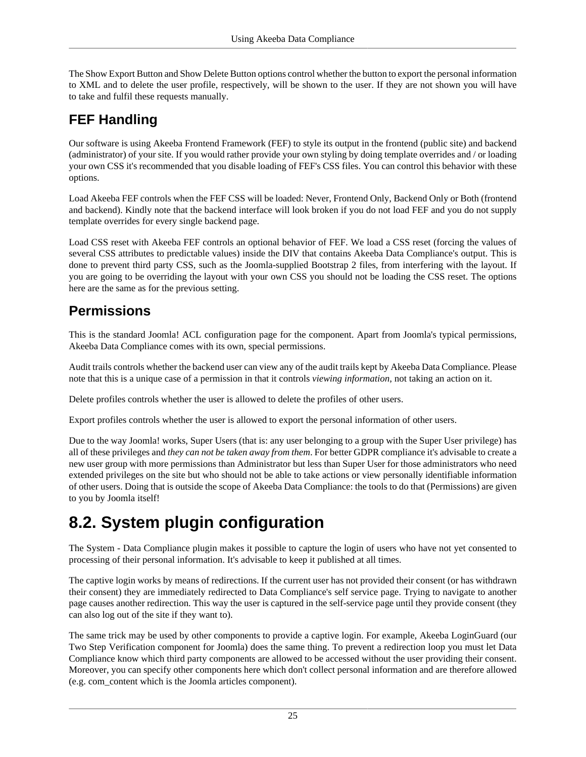The Show Export Button and Show Delete Button options control whether the button to export the personal information to XML and to delete the user profile, respectively, will be shown to the user. If they are not shown you will have to take and fulfil these requests manually.

### FEF Handling

Our software is using Akeeba Frontend Framework (FEF) to style its output in the frontend (public site) and backend (administrator) of your site. If you would rather provide your own styling by doing template overrides and / or loading your own CSS it's recommended that you disable loading of FEF's CSS files. You can control this behavior with these options.

Load Akeeba FEF controls when the FEF CSS will be loaded: Never, Frontend Only, Backend Only or Both (frontend and backend). Kindly note that the backend interface will look broken if you do not load FEF and you do not supply template overrides for every single backend page.

Load CSS reset with Akeeba FEF controls an optional behavior of FEF. We load a CSS reset (forcing the values of several CSS attributes to predictable values) inside the DIV that contains Akeeba Data Compliance's output. This is done to prevent third party CSS, such as the Joomla-supplied Bootstrap 2 files, from interfering with the layout. If you are going to be overriding the layout with your own CSS you should not be loading the CSS reset. The options here are the same as for the previous setting.

### Permissions

This is the standard Joomla! ACL configuration page for the component. Apart from Joomla's typical permissions, Akeeba Data Compliance comes with its own, special permissions.

Audit trails controls whether the backend user can view any of the audit trails kept by Akeeba Data Compliance. Please note that this is a unique case of a permission in that it controls *viewing information*, not taking an action on it.

Delete profiles controls whether the user is allowed to delete the profiles of other users.

Export profiles controls whether the user is allowed to export the personal information of other users.

Due to the way Joomla! works, Super Users (that is: any user belonging to a group with the Super User privilege) has all of these privileges and *they can not be taken away from them*. For better GDPR compliance it's advisable to create a new user group with more permissions than Administrator but less than Super User for those administrators who need extended privileges on the site but who should not be able to take actions or view personally identifiable information of other users. Doing that is outside the scope of Akeeba Data Compliance: the tools to do that (Permissions) are given to you by Joomla itself!

## 8.2. System plugin configuration

The System - Data Compliance plugin makes it possible to capture the login of users who have not yet consented to processing of their personal information. It's advisable to keep it published at all times.

The captive login works by means of redirections. If the current user has not provided their consent (or has withdrawn their consent) they are immediately redirected to Data Compliance's self service page. Trying to navigate to another page causes another redirection. This way the user is captured in the self-service page until they provide consent (they can also log out of the site if they want to).

The same trick may be used by other components to provide a captive login. For example, Akeeba LoginGuard (our Two Step Verification component for Joomla) does the same thing. To prevent a redirection loop you must let Data Compliance know which third party components are allowed to be accessed without the user providing their consent. Moreover, you can specify other components here which don't collect personal information and are therefore allowed (e.g. com_content which is the Joomla articles component).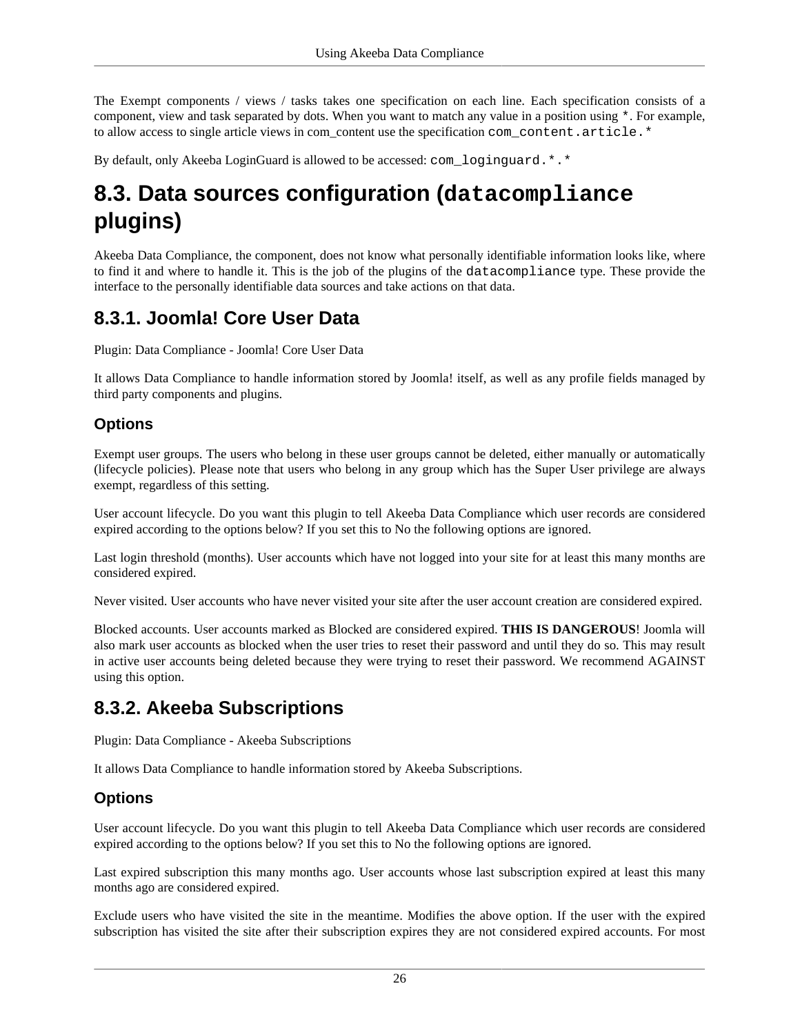The Exempt components / views / tasks takes one specification on each line. Each specification consists of a component, view and task separated by dots. When you want to match any value in a position using `*`. For example, to allow access to single article views in com_content use the specification `com_content.article.*`

By default, only Akeeba LoginGuard is allowed to be accessed: `com_loginguard.*.*`

# 8.3. Data sources configuration (`datacompliance` plugins)

Akeeba Data Compliance, the component, does not know what personally identifiable information looks like, where to find it and where to handle it. This is the job of the plugins of the `datacompliance` type. These provide the interface to the personally identifiable data sources and take actions on that data.

## 8.3.1. Joomla! Core User Data

Plugin: Data Compliance - Joomla! Core User Data

It allows Data Compliance to handle information stored by Joomla! itself, as well as any profile fields managed by third party components and plugins.

### Options

Exempt user groups. The users who belong in these user groups cannot be deleted, either manually or automatically (lifecycle policies). Please note that users who belong in any group which has the Super User privilege are always exempt, regardless of this setting.

User account lifecycle. Do you want this plugin to tell Akeeba Data Compliance which user records are considered expired according to the options below? If you set this to No the following options are ignored.

Last login threshold (months). User accounts which have not logged into your site for at least this many months are considered expired.

Never visited. User accounts who have never visited your site after the user account creation are considered expired.

Blocked accounts. User accounts marked as Blocked are considered expired. **THIS IS DANGEROUS**! Joomla will also mark user accounts as blocked when the user tries to reset their password and until they do so. This may result in active user accounts being deleted because they were trying to reset their password. We recommend AGAINST using this option.

## 8.3.2. Akeeba Subscriptions

Plugin: Data Compliance - Akeeba Subscriptions

It allows Data Compliance to handle information stored by Akeeba Subscriptions.

### Options

User account lifecycle. Do you want this plugin to tell Akeeba Data Compliance which user records are considered expired according to the options below? If you set this to No the following options are ignored.

Last expired subscription this many months ago. User accounts whose last subscription expired at least this many months ago are considered expired.

Exclude users who have visited the site in the meantime. Modifies the above option. If the user with the expired subscription has visited the site after their subscription expires they are not considered expired accounts. For most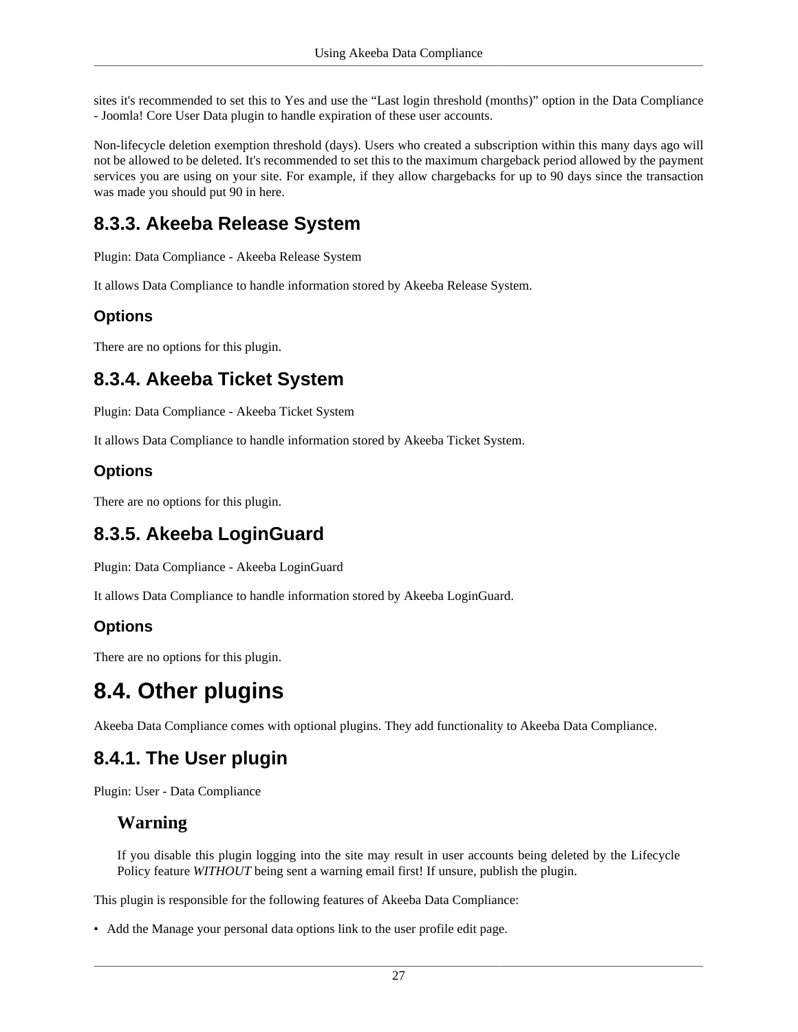sites it's recommended to set this to Yes and use the “Last login threshold (months)” option in the Data Compliance - Joomla! Core User Data plugin to handle expiration of these user accounts.

Non-lifecycle deletion exemption threshold (days). Users who created a subscription within this many days ago will not be allowed to be deleted. It's recommended to set this to the maximum chargeback period allowed by the payment services you are using on your site. For example, if they allow chargebacks for up to 90 days since the transaction was made you should put 90 in here.

### 8.3.3. Akeeba Release System

Plugin: Data Compliance - Akeeba Release System

It allows Data Compliance to handle information stored by Akeeba Release System.

#### Options

There are no options for this plugin.

### 8.3.4. Akeeba Ticket System

Plugin: Data Compliance - Akeeba Ticket System

It allows Data Compliance to handle information stored by Akeeba Ticket System.

#### Options

There are no options for this plugin.

### 8.3.5. Akeeba LoginGuard

Plugin: Data Compliance - Akeeba LoginGuard

It allows Data Compliance to handle information stored by Akeeba LoginGuard.

#### Options

There are no options for this plugin.

## 8.4. Other plugins

Akeeba Data Compliance comes with optional plugins. They add functionality to Akeeba Data Compliance.

### 8.4.1. The User plugin

Plugin: User - Data Compliance

> **Warning**
>
> If you disable this plugin logging into the site may result in user accounts being deleted by the Lifecycle Policy feature *WITHOUT* being sent a warning email first! If unsure, publish the plugin.

This plugin is responsible for the following features of Akeeba Data Compliance:

- Add the Manage your personal data options link to the user profile edit page.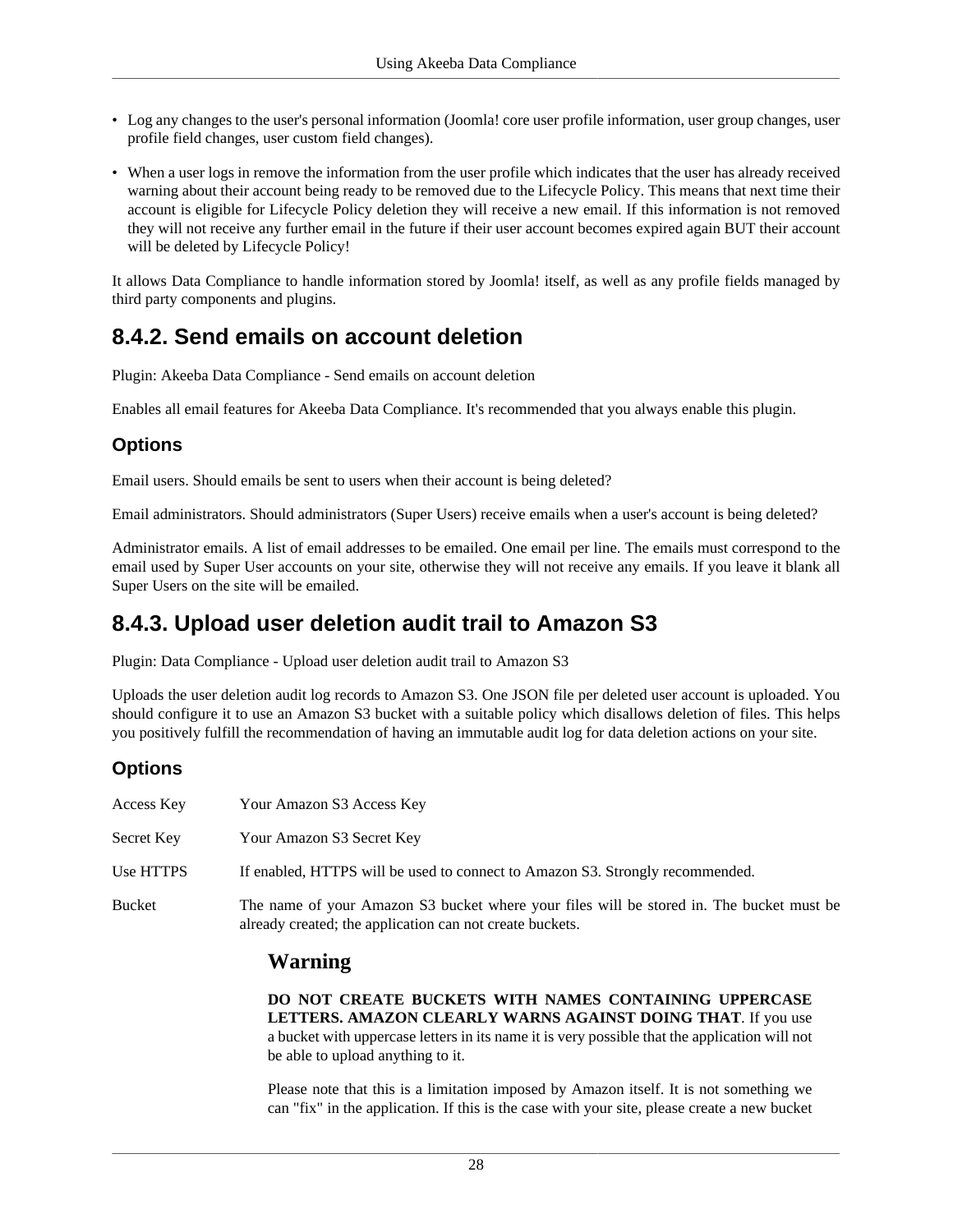- Log any changes to the user's personal information (Joomla! core user profile information, user group changes, user profile field changes, user custom field changes).
- When a user logs in remove the information from the user profile which indicates that the user has already received warning about their account being ready to be removed due to the Lifecycle Policy. This means that next time their account is eligible for Lifecycle Policy deletion they will receive a new email. If this information is not removed they will not receive any further email in the future if their user account becomes expired again BUT their account will be deleted by Lifecycle Policy!

It allows Data Compliance to handle information stored by Joomla! itself, as well as any profile fields managed by third party components and plugins.

## 8.4.2. Send emails on account deletion

Plugin: Akeeba Data Compliance - Send emails on account deletion

Enables all email features for Akeeba Data Compliance. It's recommended that you always enable this plugin.

### Options

Email users. Should emails be sent to users when their account is being deleted?

Email administrators. Should administrators (Super Users) receive emails when a user's account is being deleted?

Administrator emails. A list of email addresses to be emailed. One email per line. The emails must correspond to the email used by Super User accounts on your site, otherwise they will not receive any emails. If you leave it blank all Super Users on the site will be emailed.

## 8.4.3. Upload user deletion audit trail to Amazon S3

Plugin: Data Compliance - Upload user deletion audit trail to Amazon S3

Uploads the user deletion audit log records to Amazon S3. One JSON file per deleted user account is uploaded. You should configure it to use an Amazon S3 bucket with a suitable policy which disallows deletion of files. This helps you positively fulfill the recommendation of having an immutable audit log for data deletion actions on your site.

### Options

Access Key
: Your Amazon S3 Access Key

Secret Key
: Your Amazon S3 Secret Key

Use HTTPS
: If enabled, HTTPS will be used to connect to Amazon S3. Strongly recommended.

Bucket
: The name of your Amazon S3 bucket where your files will be stored in. The bucket must be already created; the application can not create buckets.

> **Warning**
>
> **DO NOT CREATE BUCKETS WITH NAMES CONTAINING UPPERCASE LETTERS. AMAZON CLEARLY WARNS AGAINST DOING THAT**. If you use a bucket with uppercase letters in its name it is very possible that the application will not be able to upload anything to it.
>
> Please note that this is a limitation imposed by Amazon itself. It is not something we can "fix" in the application. If this is the case with your site, please create a new bucket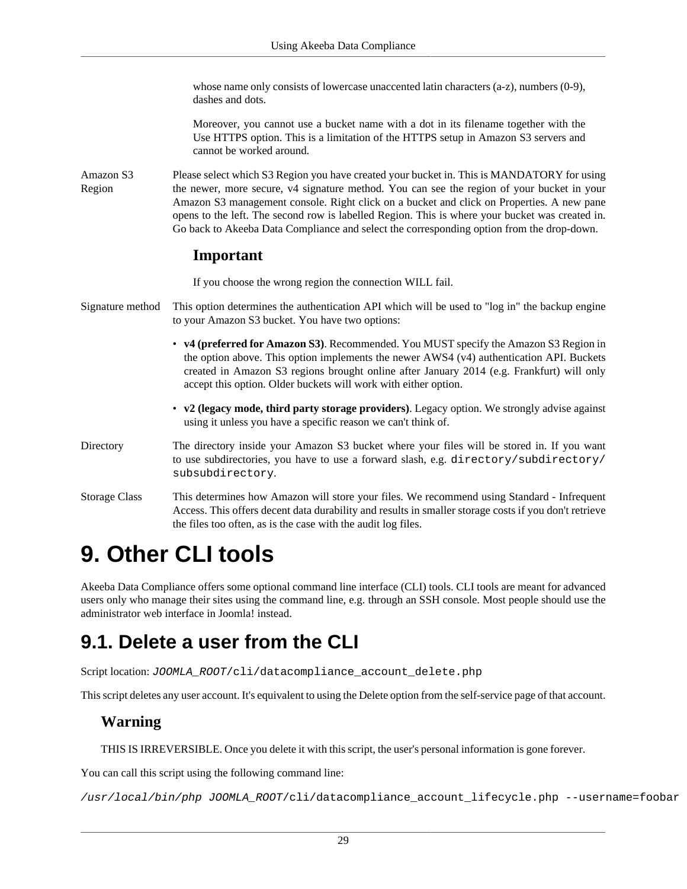whose name only consists of lowercase unaccented latin characters (a-z), numbers (0-9), dashes and dots.

Moreover, you cannot use a bucket name with a dot in its filename together with the Use HTTPS option. This is a limitation of the HTTPS setup in Amazon S3 servers and cannot be worked around.

Amazon S3 Region
: Please select which S3 Region you have created your bucket in. This is MANDATORY for using the newer, more secure, v4 signature method. You can see the region of your bucket in your Amazon S3 management console. Right click on a bucket and click on Properties. A new pane opens to the left. The second row is labelled Region. This is where your bucket was created in. Go back to Akeeba Data Compliance and select the corresponding option from the drop-down.

  **Important**

  If you choose the wrong region the connection WILL fail.

Signature method
: This option determines the authentication API which will be used to "log in" the backup engine to your Amazon S3 bucket. You have two options:

  - **v4 (preferred for Amazon S3)**. Recommended. You MUST specify the Amazon S3 Region in the option above. This option implements the newer AWS4 (v4) authentication API. Buckets created in Amazon S3 regions brought online after January 2014 (e.g. Frankfurt) will only accept this option. Older buckets will work with either option.
  - **v2 (legacy mode, third party storage providers)**. Legacy option. We strongly advise against using it unless you have a specific reason we can't think of.

Directory
: The directory inside your Amazon S3 bucket where your files will be stored in. If you want to use subdirectories, you have to use a forward slash, e.g. `directory/subdirectory/subsubdirectory`.

Storage Class
: This determines how Amazon will store your files. We recommend using Standard - Infrequent Access. This offers decent data durability and results in smaller storage costs if you don't retrieve the files too often, as is the case with the audit log files.

# 9. Other CLI tools

Akeeba Data Compliance offers some optional command line interface (CLI) tools. CLI tools are meant for advanced users only who manage their sites using the command line, e.g. through an SSH console. Most people should use the administrator web interface in Joomla! instead.

## 9.1. Delete a user from the CLI

Script location: *JOOMLA_ROOT*/cli/datacompliance_account_delete.php

This script deletes any user account. It's equivalent to using the Delete option from the self-service page of that account.

### Warning

THIS IS IRREVERSIBLE. Once you delete it with this script, the user's personal information is gone forever.

You can call this script using the following command line:

```
/usr/local/bin/php JOOMLA_ROOT/cli/datacompliance_account_lifecycle.php --username=foobar
```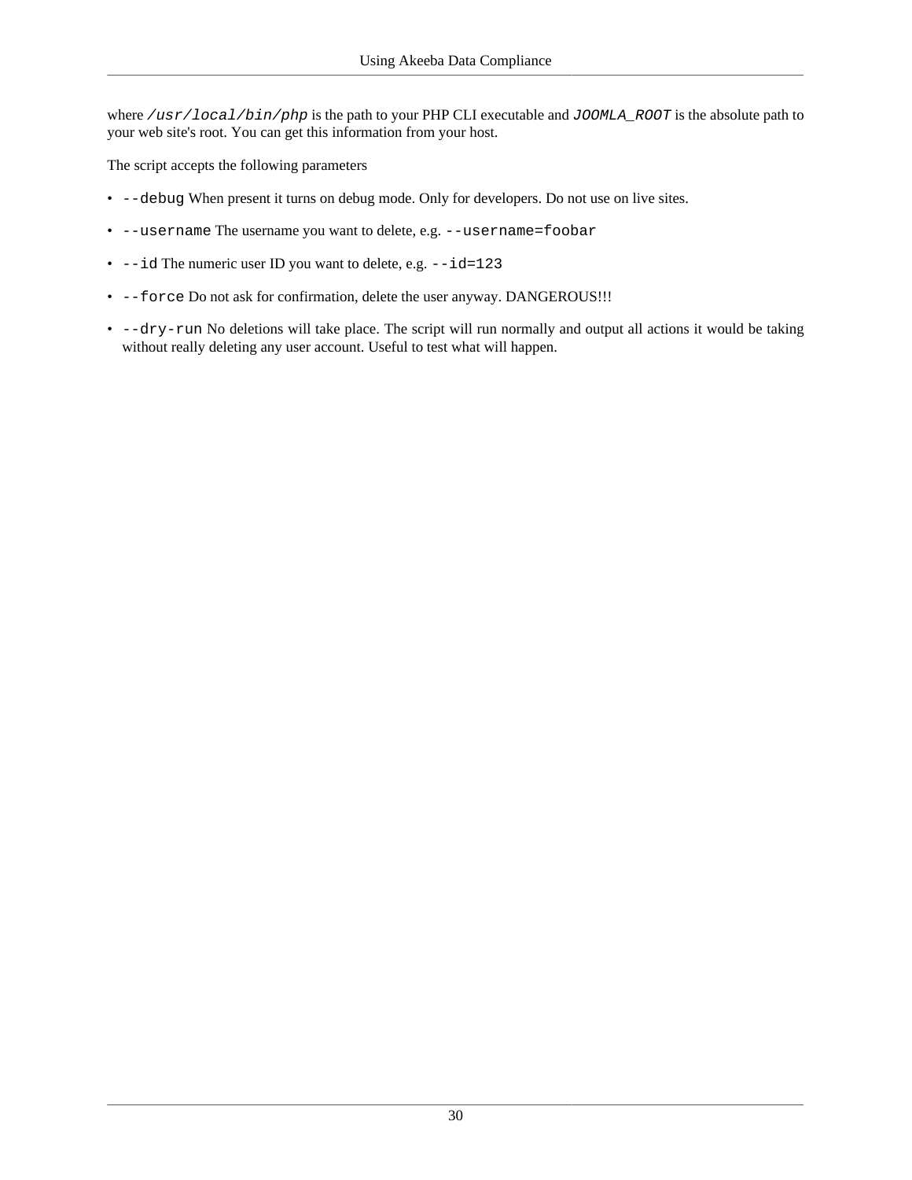where `/usr/local/bin/php` is the path to your PHP CLI executable and `JOOMLA_ROOT` is the absolute path to your web site's root. You can get this information from your host.

The script accepts the following parameters

- `--debug` When present it turns on debug mode. Only for developers. Do not use on live sites.
- `--username` The username you want to delete, e.g. `--username=foobar`
- `--id` The numeric user ID you want to delete, e.g. `--id=123`
- `--force` Do not ask for confirmation, delete the user anyway. DANGEROUS!!!
- `--dry-run` No deletions will take place. The script will run normally and output all actions it would be taking without really deleting any user account. Useful to test what will happen.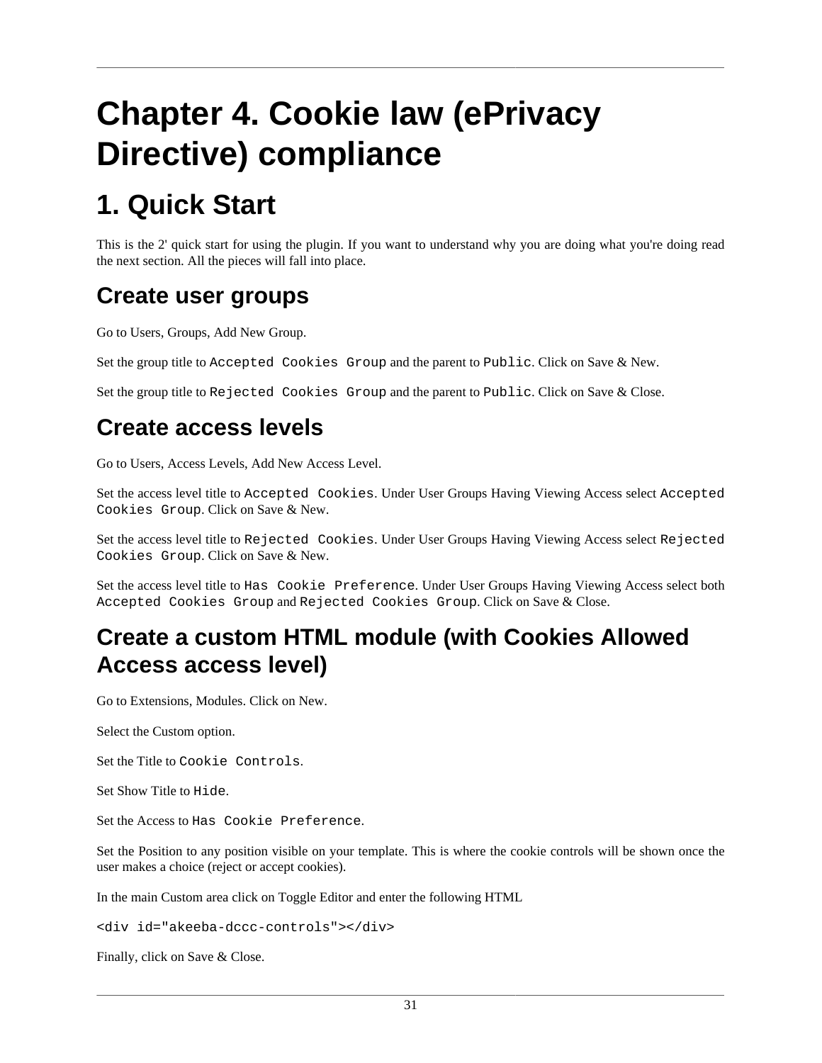# Chapter 4. Cookie law (ePrivacy Directive) compliance

## 1. Quick Start

This is the 2' quick start for using the plugin. If you want to understand why you are doing what you're doing read the next section. All the pieces will fall into place.

### Create user groups

Go to Users, Groups, Add New Group.

Set the group title to `Accepted Cookies Group` and the parent to `Public`. Click on Save & New.

Set the group title to `Rejected Cookies Group` and the parent to `Public`. Click on Save & Close.

### Create access levels

Go to Users, Access Levels, Add New Access Level.

Set the access level title to `Accepted Cookies`. Under User Groups Having Viewing Access select `Accepted Cookies Group`. Click on Save & New.

Set the access level title to `Rejected Cookies`. Under User Groups Having Viewing Access select `Rejected Cookies Group`. Click on Save & New.

Set the access level title to `Has Cookie Preference`. Under User Groups Having Viewing Access select both `Accepted Cookies Group` and `Rejected Cookies Group`. Click on Save & Close.

### Create a custom HTML module (with Cookies Allowed Access access level)

Go to Extensions, Modules. Click on New.

Select the Custom option.

Set the Title to `Cookie Controls`.

Set Show Title to `Hide`.

Set the Access to `Has Cookie Preference`.

Set the Position to any position visible on your template. This is where the cookie controls will be shown once the user makes a choice (reject or accept cookies).

In the main Custom area click on Toggle Editor and enter the following HTML

```
<div id="akeeba-dccc-controls"></div>
```

Finally, click on Save & Close.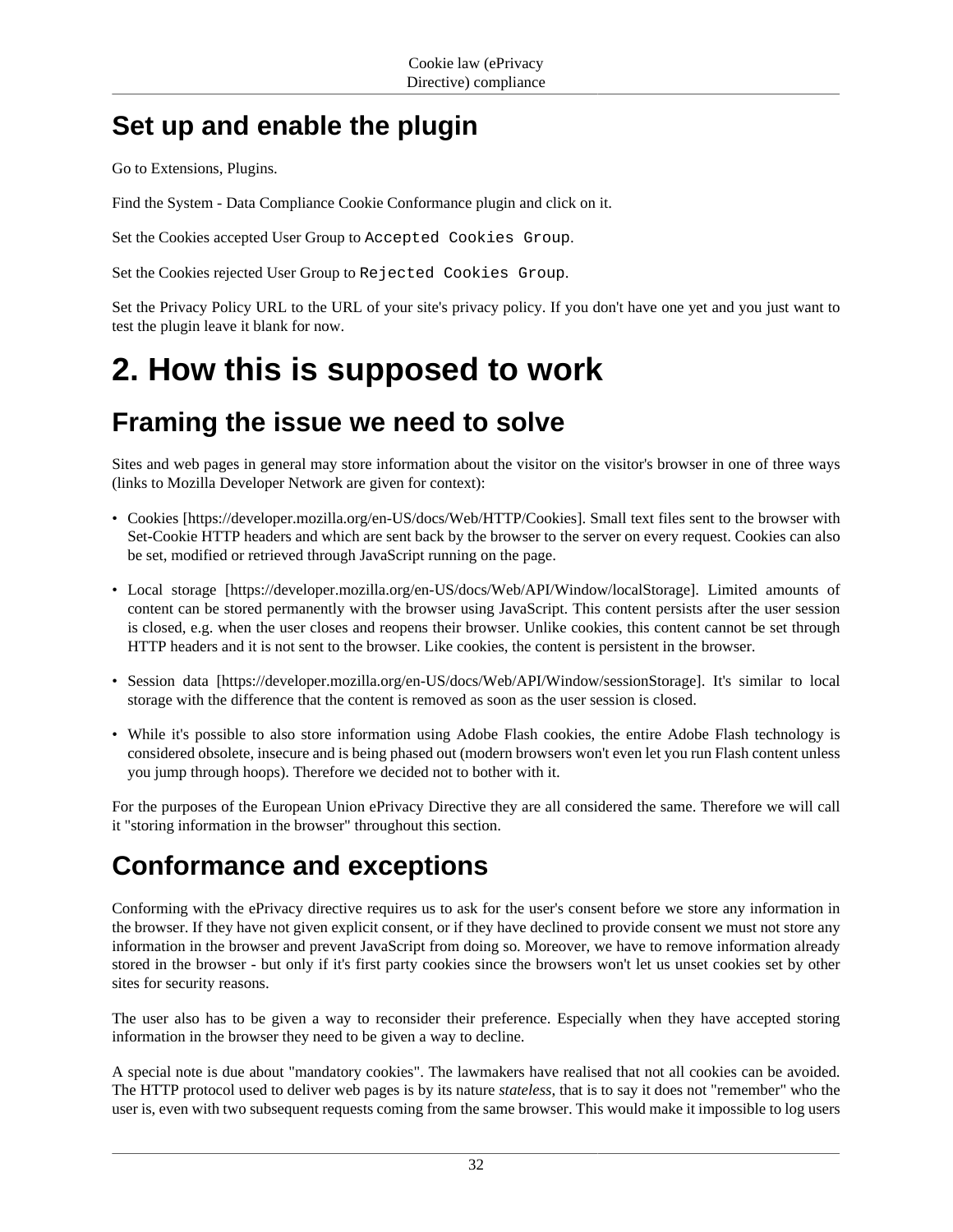## Set up and enable the plugin

Go to Extensions, Plugins.

Find the System - Data Compliance Cookie Conformance plugin and click on it.

Set the Cookies accepted User Group to `Accepted Cookies Group`.

Set the Cookies rejected User Group to `Rejected Cookies Group`.

Set the Privacy Policy URL to the URL of your site's privacy policy. If you don't have one yet and you just want to test the plugin leave it blank for now.

# 2. How this is supposed to work

## Framing the issue we need to solve

Sites and web pages in general may store information about the visitor on the visitor's browser in one of three ways (links to Mozilla Developer Network are given for context):

- Cookies [https://developer.mozilla.org/en-US/docs/Web/HTTP/Cookies]. Small text files sent to the browser with Set-Cookie HTTP headers and which are sent back by the browser to the server on every request. Cookies can also be set, modified or retrieved through JavaScript running on the page.
- Local storage [https://developer.mozilla.org/en-US/docs/Web/API/Window/localStorage]. Limited amounts of content can be stored permanently with the browser using JavaScript. This content persists after the user session is closed, e.g. when the user closes and reopens their browser. Unlike cookies, this content cannot be set through HTTP headers and it is not sent to the browser. Like cookies, the content is persistent in the browser.
- Session data [https://developer.mozilla.org/en-US/docs/Web/API/Window/sessionStorage]. It's similar to local storage with the difference that the content is removed as soon as the user session is closed.
- While it's possible to also store information using Adobe Flash cookies, the entire Adobe Flash technology is considered obsolete, insecure and is being phased out (modern browsers won't even let you run Flash content unless you jump through hoops). Therefore we decided not to bother with it.

For the purposes of the European Union ePrivacy Directive they are all considered the same. Therefore we will call it "storing information in the browser" throughout this section.

## Conformance and exceptions

Conforming with the ePrivacy directive requires us to ask for the user's consent before we store any information in the browser. If they have not given explicit consent, or if they have declined to provide consent we must not store any information in the browser and prevent JavaScript from doing so. Moreover, we have to remove information already stored in the browser - but only if it's first party cookies since the browsers won't let us unset cookies set by other sites for security reasons.

The user also has to be given a way to reconsider their preference. Especially when they have accepted storing information in the browser they need to be given a way to decline.

A special note is due about "mandatory cookies". The lawmakers have realised that not all cookies can be avoided. The HTTP protocol used to deliver web pages is by its nature *stateless*, that is to say it does not "remember" who the user is, even with two subsequent requests coming from the same browser. This would make it impossible to log users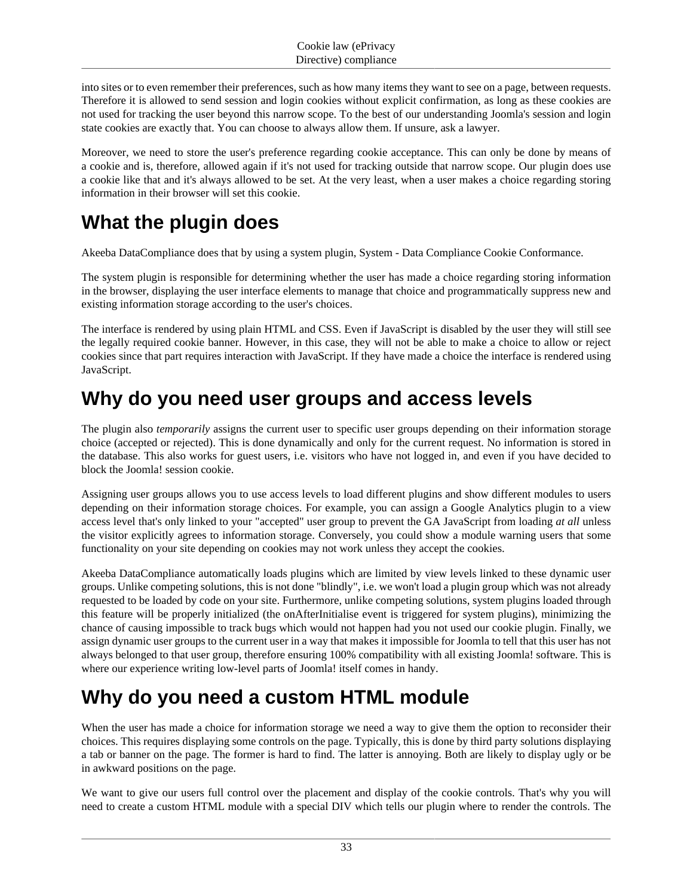into sites or to even remember their preferences, such as how many items they want to see on a page, between requests. Therefore it is allowed to send session and login cookies without explicit confirmation, as long as these cookies are not used for tracking the user beyond this narrow scope. To the best of our understanding Joomla's session and login state cookies are exactly that. You can choose to always allow them. If unsure, ask a lawyer.

Moreover, we need to store the user's preference regarding cookie acceptance. This can only be done by means of a cookie and is, therefore, allowed again if it's not used for tracking outside that narrow scope. Our plugin does use a cookie like that and it's always allowed to be set. At the very least, when a user makes a choice regarding storing information in their browser will set this cookie.

# What the plugin does

Akeeba DataCompliance does that by using a system plugin, System - Data Compliance Cookie Conformance.

The system plugin is responsible for determining whether the user has made a choice regarding storing information in the browser, displaying the user interface elements to manage that choice and programmatically suppress new and existing information storage according to the user's choices.

The interface is rendered by using plain HTML and CSS. Even if JavaScript is disabled by the user they will still see the legally required cookie banner. However, in this case, they will not be able to make a choice to allow or reject cookies since that part requires interaction with JavaScript. If they have made a choice the interface is rendered using JavaScript.

# Why do you need user groups and access levels

The plugin also *temporarily* assigns the current user to specific user groups depending on their information storage choice (accepted or rejected). This is done dynamically and only for the current request. No information is stored in the database. This also works for guest users, i.e. visitors who have not logged in, and even if you have decided to block the Joomla! session cookie.

Assigning user groups allows you to use access levels to load different plugins and show different modules to users depending on their information storage choices. For example, you can assign a Google Analytics plugin to a view access level that's only linked to your "accepted" user group to prevent the GA JavaScript from loading *at all* unless the visitor explicitly agrees to information storage. Conversely, you could show a module warning users that some functionality on your site depending on cookies may not work unless they accept the cookies.

Akeeba DataCompliance automatically loads plugins which are limited by view levels linked to these dynamic user groups. Unlike competing solutions, this is not done "blindly", i.e. we won't load a plugin group which was not already requested to be loaded by code on your site. Furthermore, unlike competing solutions, system plugins loaded through this feature will be properly initialized (the onAfterInitialise event is triggered for system plugins), minimizing the chance of causing impossible to track bugs which would not happen had you not used our cookie plugin. Finally, we assign dynamic user groups to the current user in a way that makes it impossible for Joomla to tell that this user has not always belonged to that user group, therefore ensuring 100% compatibility with all existing Joomla! software. This is where our experience writing low-level parts of Joomla! itself comes in handy.

# Why do you need a custom HTML module

When the user has made a choice for information storage we need a way to give them the option to reconsider their choices. This requires displaying some controls on the page. Typically, this is done by third party solutions displaying a tab or banner on the page. The former is hard to find. The latter is annoying. Both are likely to display ugly or be in awkward positions on the page.

We want to give our users full control over the placement and display of the cookie controls. That's why you will need to create a custom HTML module with a special DIV which tells our plugin where to render the controls. The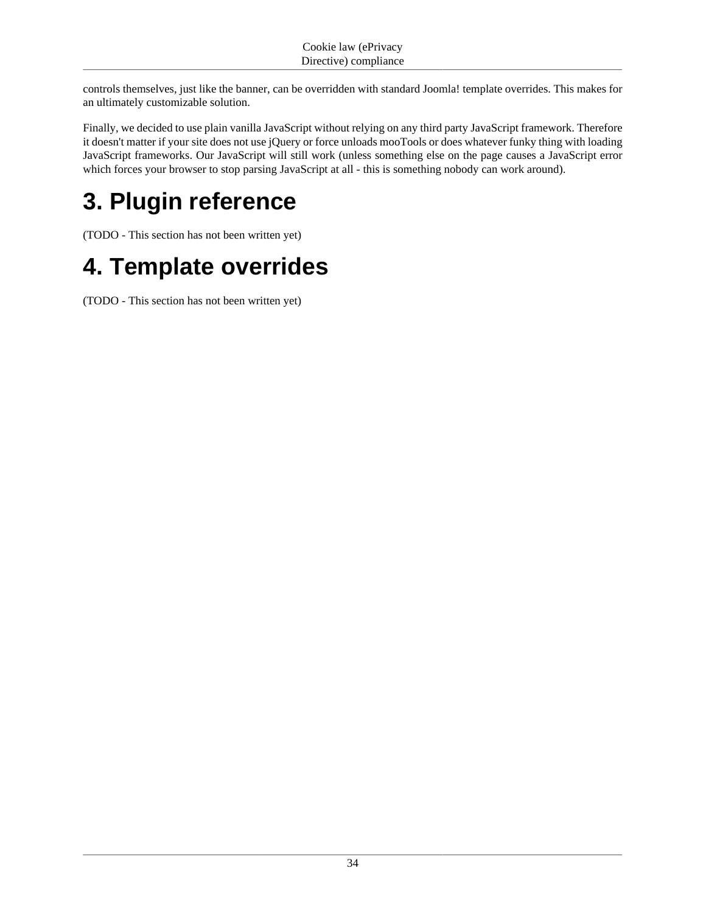controls themselves, just like the banner, can be overridden with standard Joomla! template overrides. This makes for an ultimately customizable solution.

Finally, we decided to use plain vanilla JavaScript without relying on any third party JavaScript framework. Therefore it doesn't matter if your site does not use jQuery or force unloads mooTools or does whatever funky thing with loading JavaScript frameworks. Our JavaScript will still work (unless something else on the page causes a JavaScript error which forces your browser to stop parsing JavaScript at all - this is something nobody can work around).

# 3. Plugin reference

(TODO - This section has not been written yet)

# 4. Template overrides

(TODO - This section has not been written yet)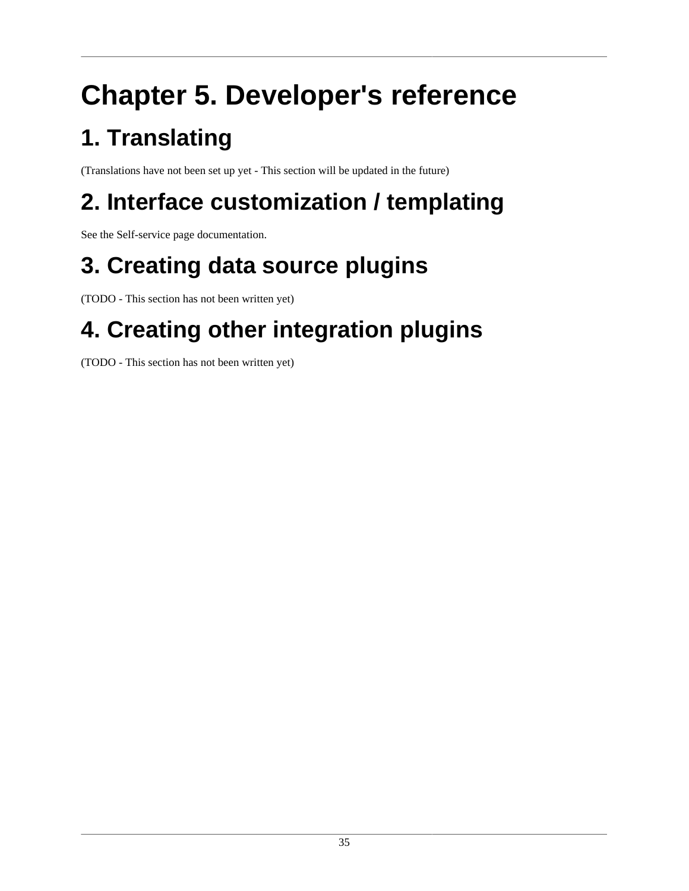# Chapter 5. Developer's reference

## 1. Translating

(Translations have not been set up yet - This section will be updated in the future)

## 2. Interface customization / templating

See the Self-service page documentation.

## 3. Creating data source plugins

(TODO - This section has not been written yet)

## 4. Creating other integration plugins

(TODO - This section has not been written yet)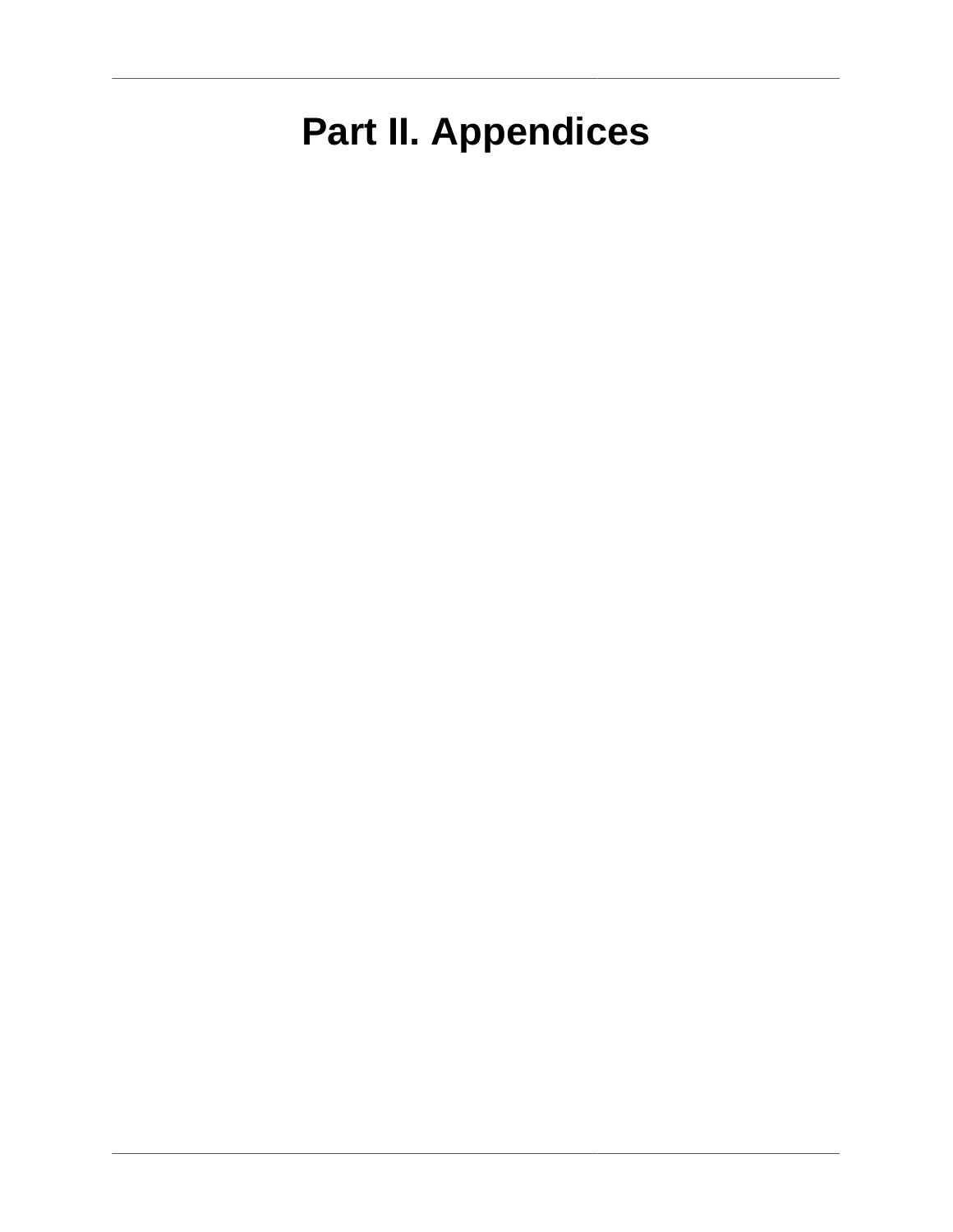# Part II. Appendices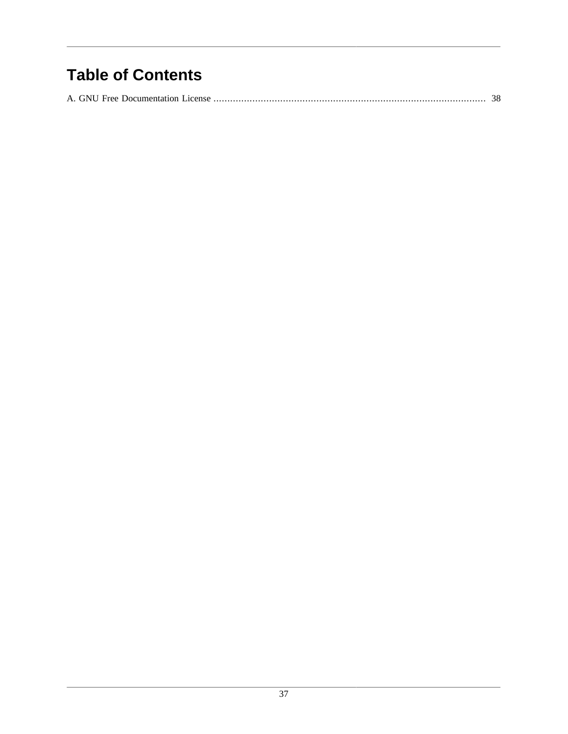# Table of Contents

A. GNU Free Documentation License ........................................................................................... 38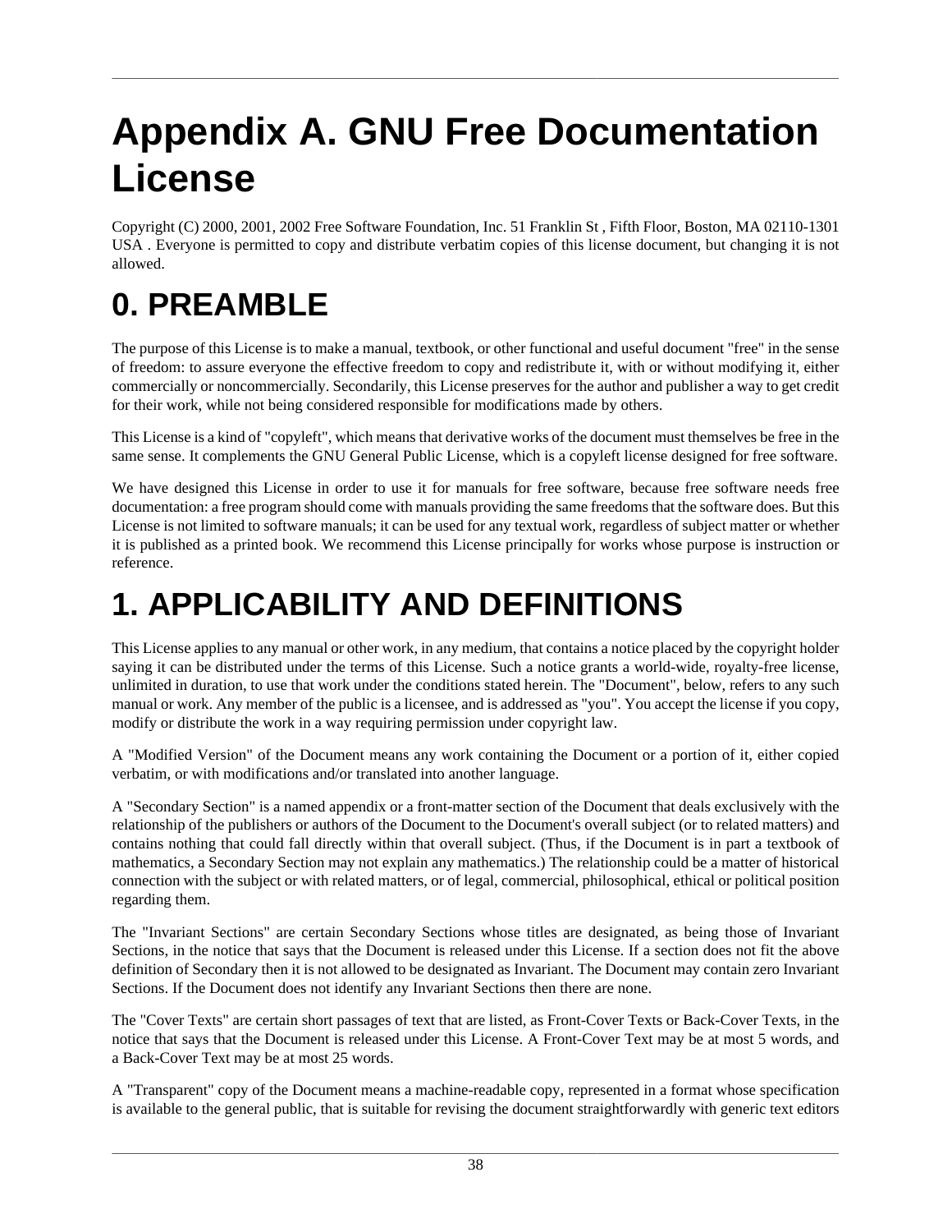# Appendix A. GNU Free Documentation License

Copyright (C) 2000, 2001, 2002 Free Software Foundation, Inc. 51 Franklin St , Fifth Floor, Boston, MA 02110-1301 USA . Everyone is permitted to copy and distribute verbatim copies of this license document, but changing it is not allowed.

# 0. PREAMBLE

The purpose of this License is to make a manual, textbook, or other functional and useful document "free" in the sense of freedom: to assure everyone the effective freedom to copy and redistribute it, with or without modifying it, either commercially or noncommercially. Secondarily, this License preserves for the author and publisher a way to get credit for their work, while not being considered responsible for modifications made by others.

This License is a kind of "copyleft", which means that derivative works of the document must themselves be free in the same sense. It complements the GNU General Public License, which is a copyleft license designed for free software.

We have designed this License in order to use it for manuals for free software, because free software needs free documentation: a free program should come with manuals providing the same freedoms that the software does. But this License is not limited to software manuals; it can be used for any textual work, regardless of subject matter or whether it is published as a printed book. We recommend this License principally for works whose purpose is instruction or reference.

# 1. APPLICABILITY AND DEFINITIONS

This License applies to any manual or other work, in any medium, that contains a notice placed by the copyright holder saying it can be distributed under the terms of this License. Such a notice grants a world-wide, royalty-free license, unlimited in duration, to use that work under the conditions stated herein. The "Document", below, refers to any such manual or work. Any member of the public is a licensee, and is addressed as "you". You accept the license if you copy, modify or distribute the work in a way requiring permission under copyright law.

A "Modified Version" of the Document means any work containing the Document or a portion of it, either copied verbatim, or with modifications and/or translated into another language.

A "Secondary Section" is a named appendix or a front-matter section of the Document that deals exclusively with the relationship of the publishers or authors of the Document to the Document's overall subject (or to related matters) and contains nothing that could fall directly within that overall subject. (Thus, if the Document is in part a textbook of mathematics, a Secondary Section may not explain any mathematics.) The relationship could be a matter of historical connection with the subject or with related matters, or of legal, commercial, philosophical, ethical or political position regarding them.

The "Invariant Sections" are certain Secondary Sections whose titles are designated, as being those of Invariant Sections, in the notice that says that the Document is released under this License. If a section does not fit the above definition of Secondary then it is not allowed to be designated as Invariant. The Document may contain zero Invariant Sections. If the Document does not identify any Invariant Sections then there are none.

The "Cover Texts" are certain short passages of text that are listed, as Front-Cover Texts or Back-Cover Texts, in the notice that says that the Document is released under this License. A Front-Cover Text may be at most 5 words, and a Back-Cover Text may be at most 25 words.

A "Transparent" copy of the Document means a machine-readable copy, represented in a format whose specification is available to the general public, that is suitable for revising the document straightforwardly with generic text editors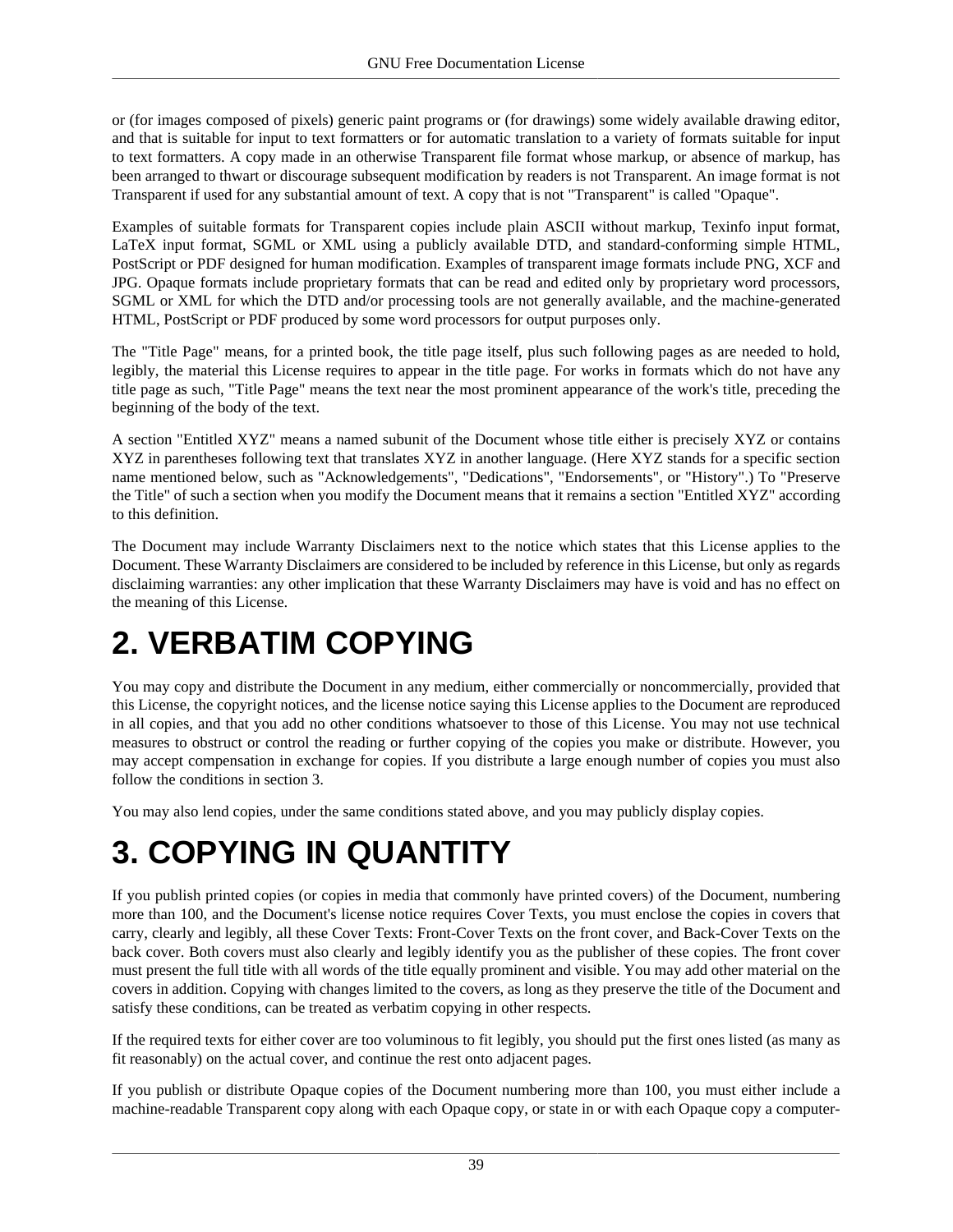or (for images composed of pixels) generic paint programs or (for drawings) some widely available drawing editor, and that is suitable for input to text formatters or for automatic translation to a variety of formats suitable for input to text formatters. A copy made in an otherwise Transparent file format whose markup, or absence of markup, has been arranged to thwart or discourage subsequent modification by readers is not Transparent. An image format is not Transparent if used for any substantial amount of text. A copy that is not "Transparent" is called "Opaque".

Examples of suitable formats for Transparent copies include plain ASCII without markup, Texinfo input format, LaTeX input format, SGML or XML using a publicly available DTD, and standard-conforming simple HTML, PostScript or PDF designed for human modification. Examples of transparent image formats include PNG, XCF and JPG. Opaque formats include proprietary formats that can be read and edited only by proprietary word processors, SGML or XML for which the DTD and/or processing tools are not generally available, and the machine-generated HTML, PostScript or PDF produced by some word processors for output purposes only.

The "Title Page" means, for a printed book, the title page itself, plus such following pages as are needed to hold, legibly, the material this License requires to appear in the title page. For works in formats which do not have any title page as such, "Title Page" means the text near the most prominent appearance of the work's title, preceding the beginning of the body of the text.

A section "Entitled XYZ" means a named subunit of the Document whose title either is precisely XYZ or contains XYZ in parentheses following text that translates XYZ in another language. (Here XYZ stands for a specific section name mentioned below, such as "Acknowledgements", "Dedications", "Endorsements", or "History".) To "Preserve the Title" of such a section when you modify the Document means that it remains a section "Entitled XYZ" according to this definition.

The Document may include Warranty Disclaimers next to the notice which states that this License applies to the Document. These Warranty Disclaimers are considered to be included by reference in this License, but only as regards disclaiming warranties: any other implication that these Warranty Disclaimers may have is void and has no effect on the meaning of this License.

# 2. VERBATIM COPYING

You may copy and distribute the Document in any medium, either commercially or noncommercially, provided that this License, the copyright notices, and the license notice saying this License applies to the Document are reproduced in all copies, and that you add no other conditions whatsoever to those of this License. You may not use technical measures to obstruct or control the reading or further copying of the copies you make or distribute. However, you may accept compensation in exchange for copies. If you distribute a large enough number of copies you must also follow the conditions in section 3.

You may also lend copies, under the same conditions stated above, and you may publicly display copies.

# 3. COPYING IN QUANTITY

If you publish printed copies (or copies in media that commonly have printed covers) of the Document, numbering more than 100, and the Document's license notice requires Cover Texts, you must enclose the copies in covers that carry, clearly and legibly, all these Cover Texts: Front-Cover Texts on the front cover, and Back-Cover Texts on the back cover. Both covers must also clearly and legibly identify you as the publisher of these copies. The front cover must present the full title with all words of the title equally prominent and visible. You may add other material on the covers in addition. Copying with changes limited to the covers, as long as they preserve the title of the Document and satisfy these conditions, can be treated as verbatim copying in other respects.

If the required texts for either cover are too voluminous to fit legibly, you should put the first ones listed (as many as fit reasonably) on the actual cover, and continue the rest onto adjacent pages.

If you publish or distribute Opaque copies of the Document numbering more than 100, you must either include a machine-readable Transparent copy along with each Opaque copy, or state in or with each Opaque copy a computer-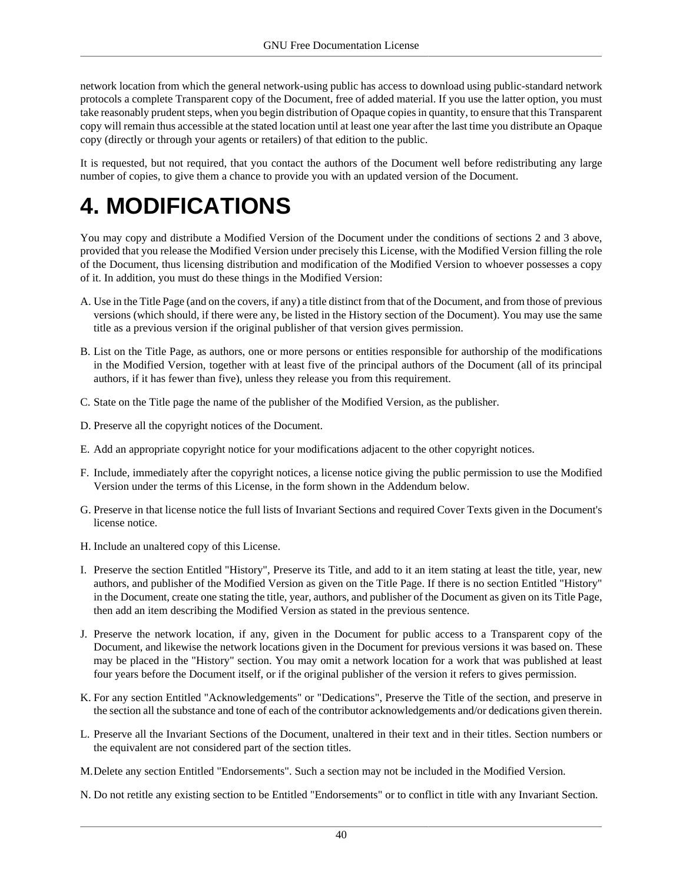network location from which the general network-using public has access to download using public-standard network protocols a complete Transparent copy of the Document, free of added material. If you use the latter option, you must take reasonably prudent steps, when you begin distribution of Opaque copies in quantity, to ensure that this Transparent copy will remain thus accessible at the stated location until at least one year after the last time you distribute an Opaque copy (directly or through your agents or retailers) of that edition to the public.

It is requested, but not required, that you contact the authors of the Document well before redistributing any large number of copies, to give them a chance to provide you with an updated version of the Document.

# 4. MODIFICATIONS

You may copy and distribute a Modified Version of the Document under the conditions of sections 2 and 3 above, provided that you release the Modified Version under precisely this License, with the Modified Version filling the role of the Document, thus licensing distribution and modification of the Modified Version to whoever possesses a copy of it. In addition, you must do these things in the Modified Version:

A. Use in the Title Page (and on the covers, if any) a title distinct from that of the Document, and from those of previous versions (which should, if there were any, be listed in the History section of the Document). You may use the same title as a previous version if the original publisher of that version gives permission.

B. List on the Title Page, as authors, one or more persons or entities responsible for authorship of the modifications in the Modified Version, together with at least five of the principal authors of the Document (all of its principal authors, if it has fewer than five), unless they release you from this requirement.

C. State on the Title page the name of the publisher of the Modified Version, as the publisher.

D. Preserve all the copyright notices of the Document.

E. Add an appropriate copyright notice for your modifications adjacent to the other copyright notices.

F. Include, immediately after the copyright notices, a license notice giving the public permission to use the Modified Version under the terms of this License, in the form shown in the Addendum below.

G. Preserve in that license notice the full lists of Invariant Sections and required Cover Texts given in the Document's license notice.

H. Include an unaltered copy of this License.

I. Preserve the section Entitled "History", Preserve its Title, and add to it an item stating at least the title, year, new authors, and publisher of the Modified Version as given on the Title Page. If there is no section Entitled "History" in the Document, create one stating the title, year, authors, and publisher of the Document as given on its Title Page, then add an item describing the Modified Version as stated in the previous sentence.

J. Preserve the network location, if any, given in the Document for public access to a Transparent copy of the Document, and likewise the network locations given in the Document for previous versions it was based on. These may be placed in the "History" section. You may omit a network location for a work that was published at least four years before the Document itself, or if the original publisher of the version it refers to gives permission.

K. For any section Entitled "Acknowledgements" or "Dedications", Preserve the Title of the section, and preserve in the section all the substance and tone of each of the contributor acknowledgements and/or dedications given therein.

L. Preserve all the Invariant Sections of the Document, unaltered in their text and in their titles. Section numbers or the equivalent are not considered part of the section titles.

M. Delete any section Entitled "Endorsements". Such a section may not be included in the Modified Version.

N. Do not retitle any existing section to be Entitled "Endorsements" or to conflict in title with any Invariant Section.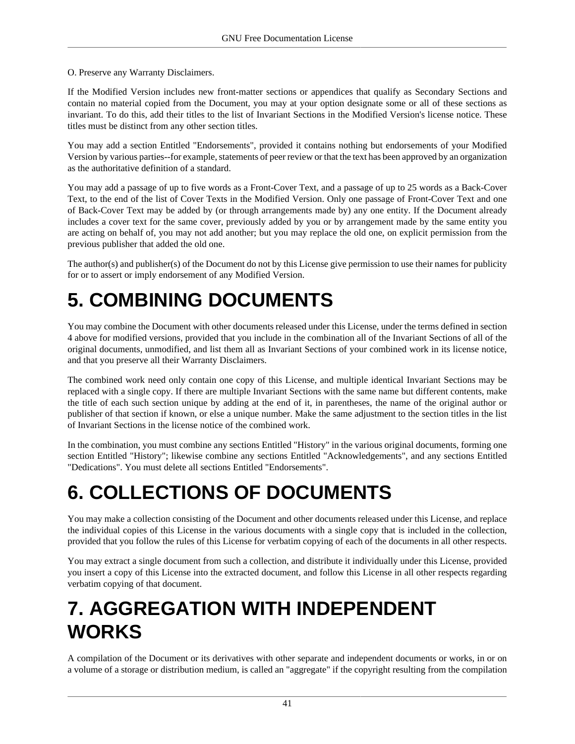O. Preserve any Warranty Disclaimers.

If the Modified Version includes new front-matter sections or appendices that qualify as Secondary Sections and contain no material copied from the Document, you may at your option designate some or all of these sections as invariant. To do this, add their titles to the list of Invariant Sections in the Modified Version's license notice. These titles must be distinct from any other section titles.

You may add a section Entitled "Endorsements", provided it contains nothing but endorsements of your Modified Version by various parties--for example, statements of peer review or that the text has been approved by an organization as the authoritative definition of a standard.

You may add a passage of up to five words as a Front-Cover Text, and a passage of up to 25 words as a Back-Cover Text, to the end of the list of Cover Texts in the Modified Version. Only one passage of Front-Cover Text and one of Back-Cover Text may be added by (or through arrangements made by) any one entity. If the Document already includes a cover text for the same cover, previously added by you or by arrangement made by the same entity you are acting on behalf of, you may not add another; but you may replace the old one, on explicit permission from the previous publisher that added the old one.

The author(s) and publisher(s) of the Document do not by this License give permission to use their names for publicity for or to assert or imply endorsement of any Modified Version.

# 5. COMBINING DOCUMENTS

You may combine the Document with other documents released under this License, under the terms defined in section 4 above for modified versions, provided that you include in the combination all of the Invariant Sections of all of the original documents, unmodified, and list them all as Invariant Sections of your combined work in its license notice, and that you preserve all their Warranty Disclaimers.

The combined work need only contain one copy of this License, and multiple identical Invariant Sections may be replaced with a single copy. If there are multiple Invariant Sections with the same name but different contents, make the title of each such section unique by adding at the end of it, in parentheses, the name of the original author or publisher of that section if known, or else a unique number. Make the same adjustment to the section titles in the list of Invariant Sections in the license notice of the combined work.

In the combination, you must combine any sections Entitled "History" in the various original documents, forming one section Entitled "History"; likewise combine any sections Entitled "Acknowledgements", and any sections Entitled "Dedications". You must delete all sections Entitled "Endorsements".

# 6. COLLECTIONS OF DOCUMENTS

You may make a collection consisting of the Document and other documents released under this License, and replace the individual copies of this License in the various documents with a single copy that is included in the collection, provided that you follow the rules of this License for verbatim copying of each of the documents in all other respects.

You may extract a single document from such a collection, and distribute it individually under this License, provided you insert a copy of this License into the extracted document, and follow this License in all other respects regarding verbatim copying of that document.

# 7. AGGREGATION WITH INDEPENDENT WORKS

A compilation of the Document or its derivatives with other separate and independent documents or works, in or on a volume of a storage or distribution medium, is called an "aggregate" if the copyright resulting from the compilation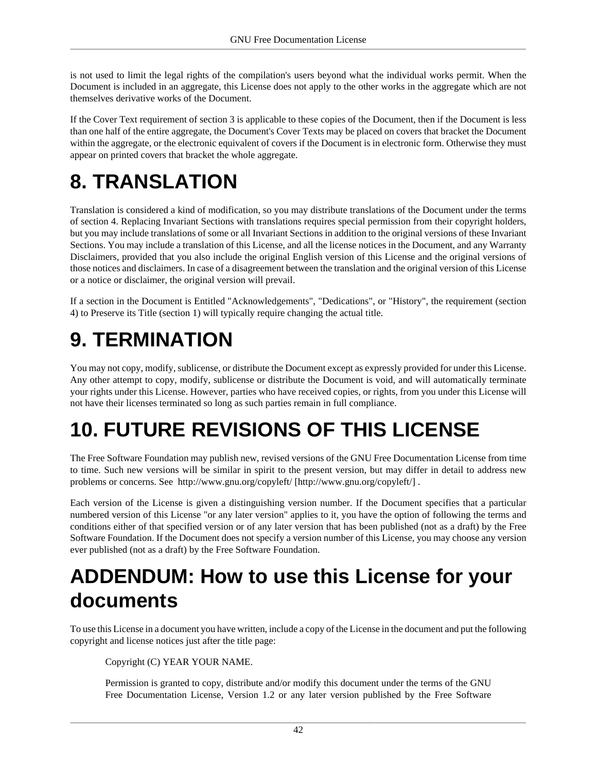is not used to limit the legal rights of the compilation's users beyond what the individual works permit. When the Document is included in an aggregate, this License does not apply to the other works in the aggregate which are not themselves derivative works of the Document.

If the Cover Text requirement of section 3 is applicable to these copies of the Document, then if the Document is less than one half of the entire aggregate, the Document's Cover Texts may be placed on covers that bracket the Document within the aggregate, or the electronic equivalent of covers if the Document is in electronic form. Otherwise they must appear on printed covers that bracket the whole aggregate.

# 8. TRANSLATION

Translation is considered a kind of modification, so you may distribute translations of the Document under the terms of section 4. Replacing Invariant Sections with translations requires special permission from their copyright holders, but you may include translations of some or all Invariant Sections in addition to the original versions of these Invariant Sections. You may include a translation of this License, and all the license notices in the Document, and any Warranty Disclaimers, provided that you also include the original English version of this License and the original versions of those notices and disclaimers. In case of a disagreement between the translation and the original version of this License or a notice or disclaimer, the original version will prevail.

If a section in the Document is Entitled "Acknowledgements", "Dedications", or "History", the requirement (section 4) to Preserve its Title (section 1) will typically require changing the actual title.

# 9. TERMINATION

You may not copy, modify, sublicense, or distribute the Document except as expressly provided for under this License. Any other attempt to copy, modify, sublicense or distribute the Document is void, and will automatically terminate your rights under this License. However, parties who have received copies, or rights, from you under this License will not have their licenses terminated so long as such parties remain in full compliance.

# 10. FUTURE REVISIONS OF THIS LICENSE

The Free Software Foundation may publish new, revised versions of the GNU Free Documentation License from time to time. Such new versions will be similar in spirit to the present version, but may differ in detail to address new problems or concerns. See http://www.gnu.org/copyleft/ [http://www.gnu.org/copyleft/] .

Each version of the License is given a distinguishing version number. If the Document specifies that a particular numbered version of this License "or any later version" applies to it, you have the option of following the terms and conditions either of that specified version or of any later version that has been published (not as a draft) by the Free Software Foundation. If the Document does not specify a version number of this License, you may choose any version ever published (not as a draft) by the Free Software Foundation.

# ADDENDUM: How to use this License for your documents

To use this License in a document you have written, include a copy of the License in the document and put the following copyright and license notices just after the title page:

> Copyright (C) YEAR YOUR NAME.
>
> Permission is granted to copy, distribute and/or modify this document under the terms of the GNU Free Documentation License, Version 1.2 or any later version published by the Free Software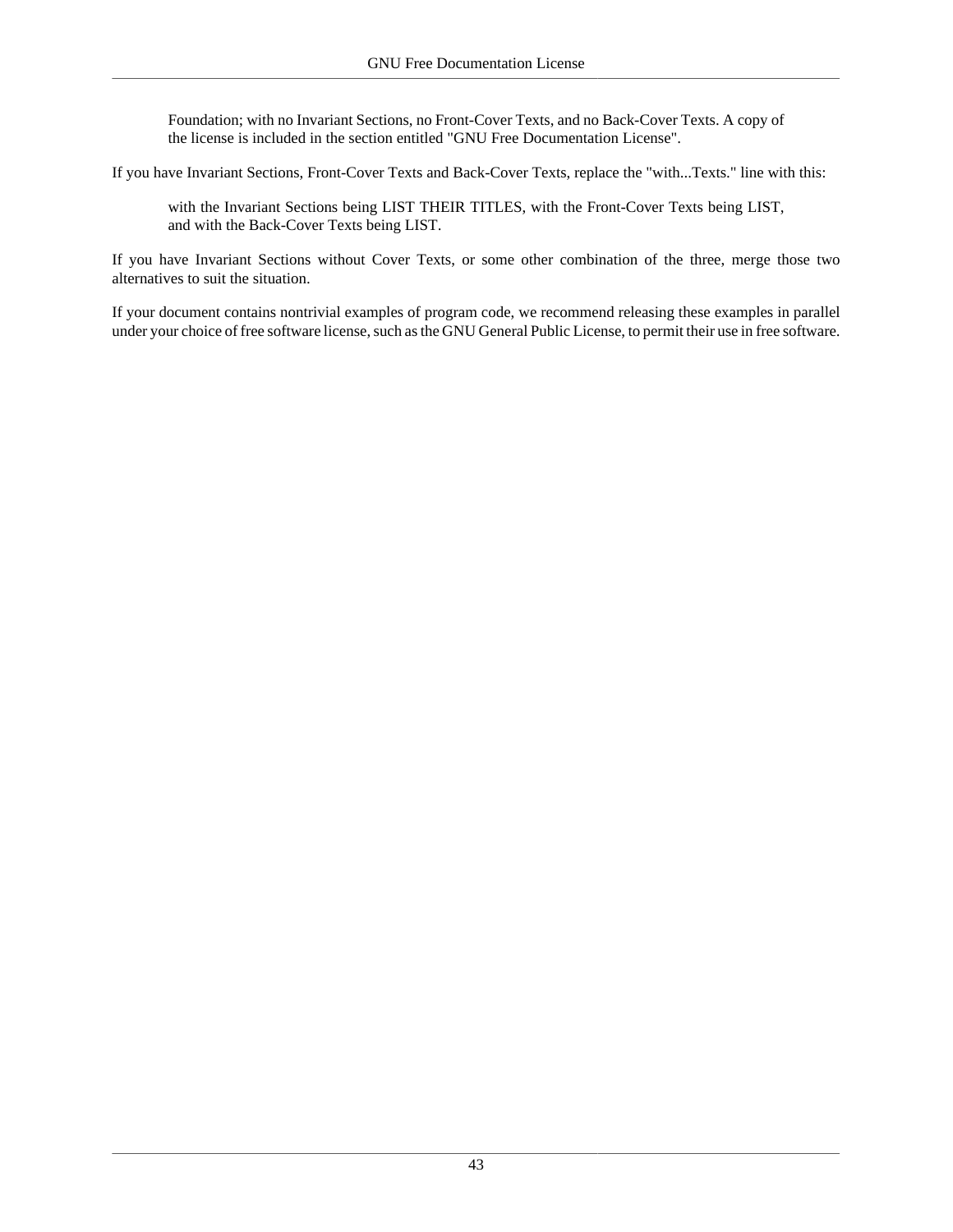> Foundation; with no Invariant Sections, no Front-Cover Texts, and no Back-Cover Texts. A copy of the license is included in the section entitled "GNU Free Documentation License".

If you have Invariant Sections, Front-Cover Texts and Back-Cover Texts, replace the "with...Texts." line with this:

> with the Invariant Sections being LIST THEIR TITLES, with the Front-Cover Texts being LIST, and with the Back-Cover Texts being LIST.

If you have Invariant Sections without Cover Texts, or some other combination of the three, merge those two alternatives to suit the situation.

If your document contains nontrivial examples of program code, we recommend releasing these examples in parallel under your choice of free software license, such as the GNU General Public License, to permit their use in free software.